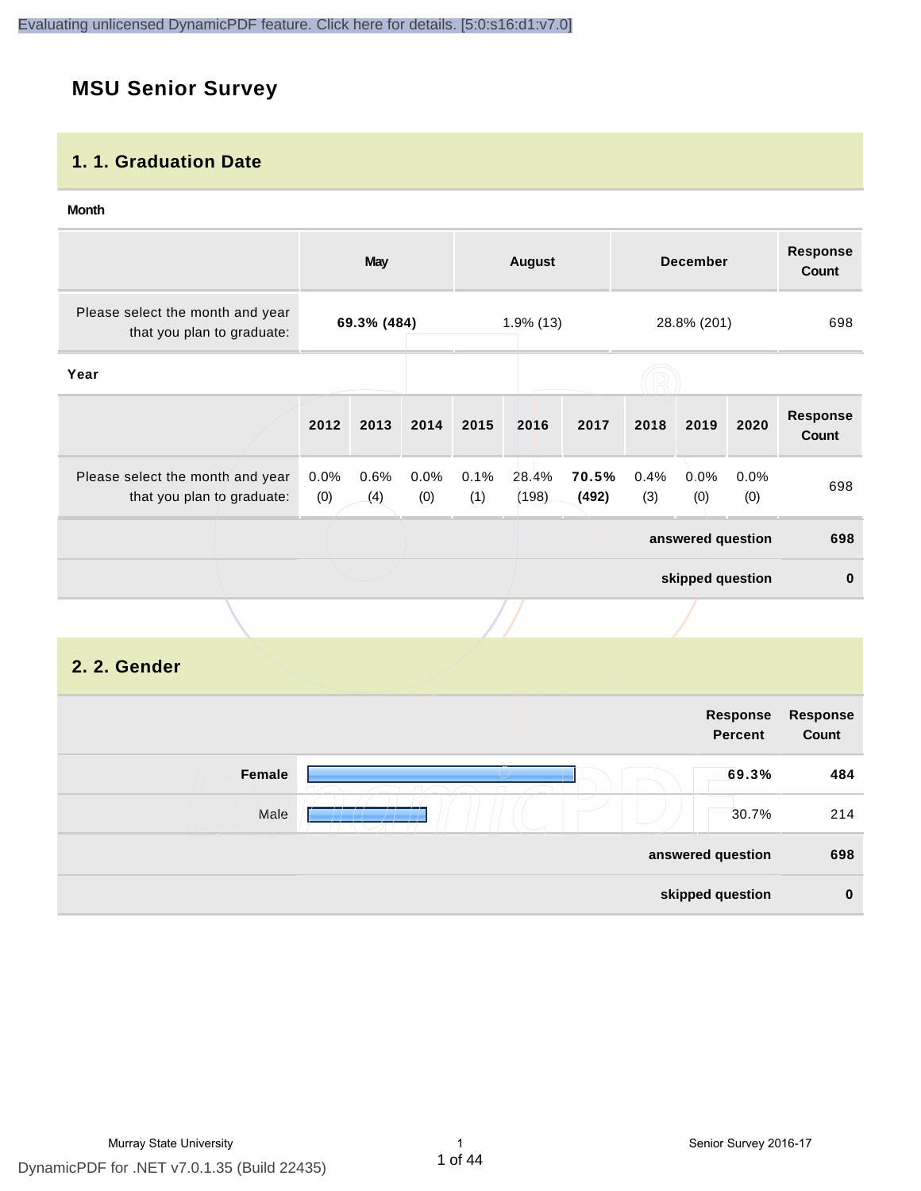# MSU Senior Survey

## 1. 1. Graduation Date

**Month**

| | May | August | December | Response Count |
|---|---|---|---|---|
| Please select the month and year that you plan to graduate: | **69.3% (484)** | 1.9% (13) | 28.8% (201) | 698 |

**Year**

| | 2012 | 2013 | 2014 | 2015 | 2016 | 2017 | 2018 | 2019 | 2020 | Response Count |
|---|---|---|---|---|---|---|---|---|---|---|
| Please select the month and year that you plan to graduate: | 0.0% (0) | 0.6% (4) | 0.0% (0) | 0.1% (1) | 28.4% (198) | **70.5% (492)** | 0.4% (3) | 0.0% (0) | 0.0% (0) | 698 |
| | | | | | | | | | **answered question** | **698** |
| | | | | | | | | | **skipped question** | **0** |

## 2. 2. Gender

| | Response Percent | Response Count |
|---|---|---|
| **Female** | **69.3%** | **484** |
| Male | 30.7% | 214 |
| **answered question** | | **698** |
| **skipped question** | | **0** |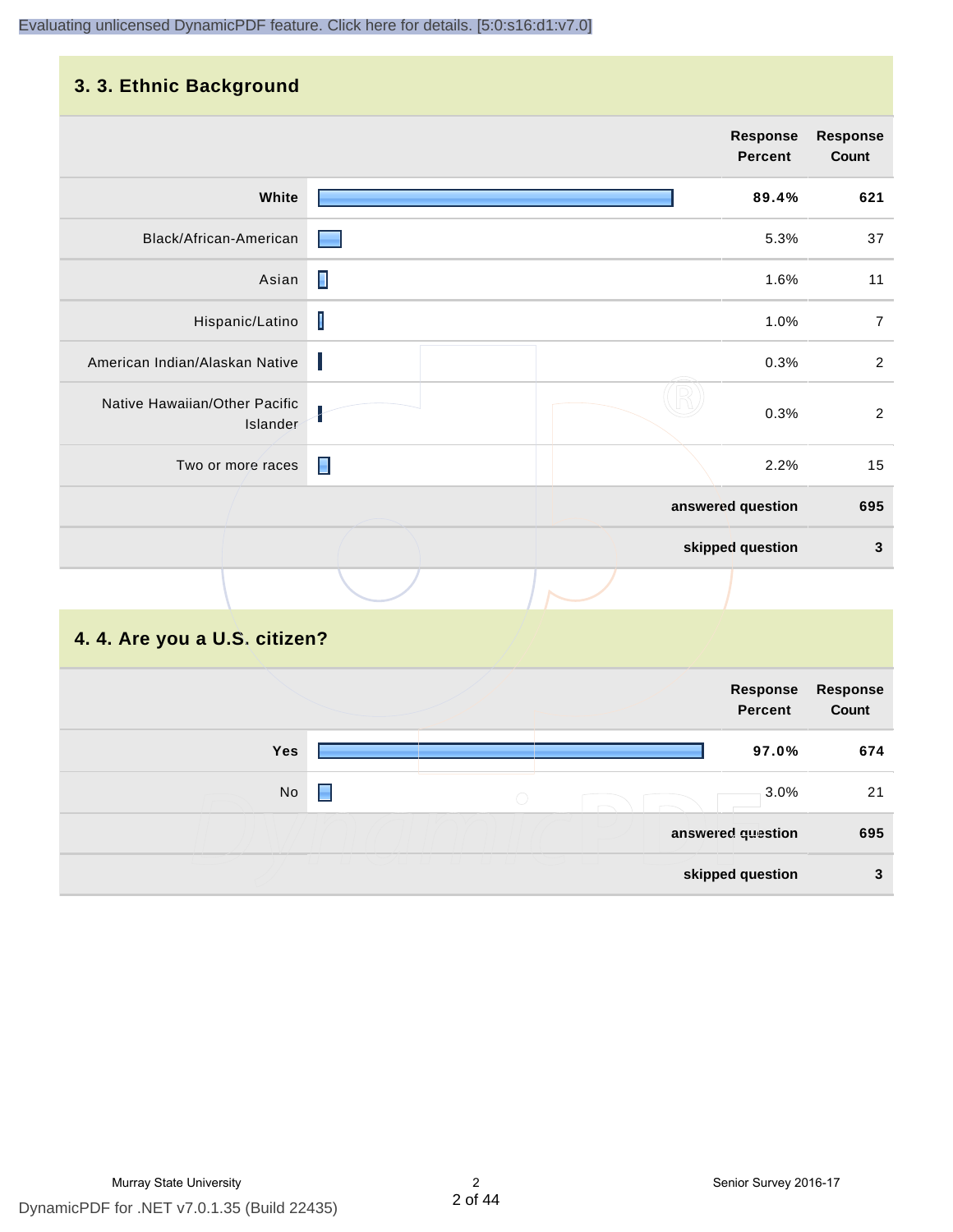## 3. 3. Ethnic Background

| | Response Percent | Response Count |
|---|---|---|
| **White** | **89.4%** | **621** |
| Black/African-American | 5.3% | 37 |
| Asian | 1.6% | 11 |
| Hispanic/Latino | 1.0% | 7 |
| American Indian/Alaskan Native | 0.3% | 2 |
| Native Hawaiian/Other Pacific Islander | 0.3% | 2 |
| Two or more races | 2.2% | 15 |
| | **answered question** | **695** |
| | **skipped question** | **3** |

## 4. 4. Are you a U.S. citizen?

| | Response Percent | Response Count |
|---|---|---|
| **Yes** | **97.0%** | **674** |
| No | 3.0% | 21 |
| | **answered question** | **695** |
| | **skipped question** | **3** |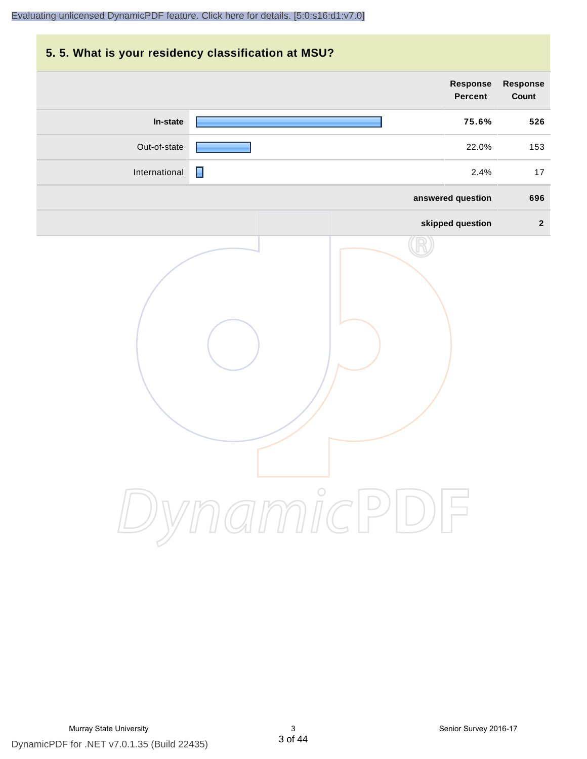## 5. 5. What is your residency classification at MSU?

| | Response Percent | Response Count |
|---|---|---|
| **In-state** | **75.6%** | **526** |
| Out-of-state | 22.0% | 153 |
| International | 2.4% | 17 |
| | **answered question** | **696** |
| | **skipped question** | **2** |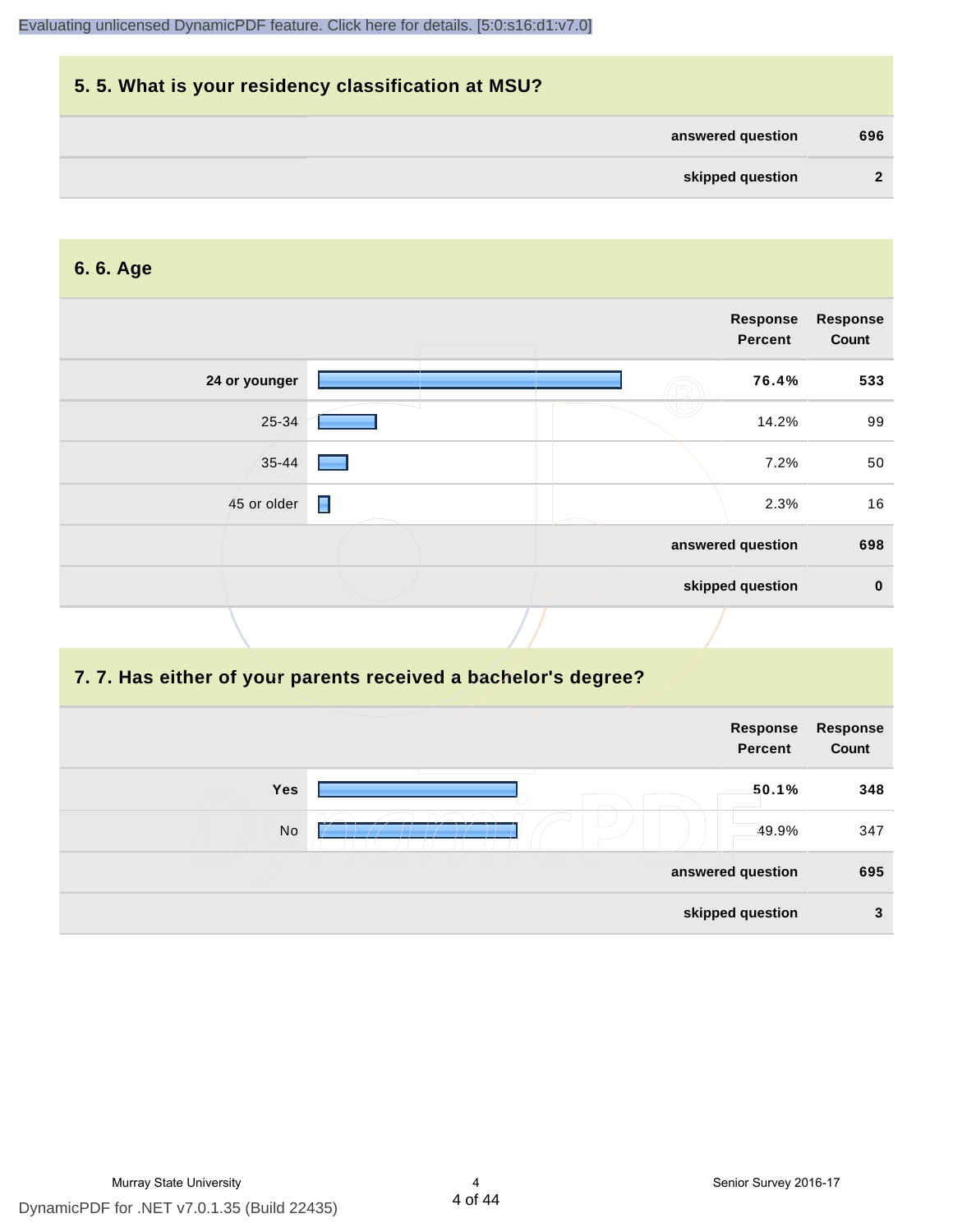## 5. 5. What is your residency classification at MSU?

| | |
|---|---|
| answered question | 696 |
| skipped question | 2 |

## 6. 6. Age

| | Response Percent | Response Count |
|---|---|---|
| **24 or younger** | **76.4%** | **533** |
| 25-34 | 14.2% | 99 |
| 35-44 | 7.2% | 50 |
| 45 or older | 2.3% | 16 |
| answered question | | 698 |
| skipped question | | 0 |

## 7. 7. Has either of your parents received a bachelor's degree?

| | Response Percent | Response Count |
|---|---|---|
| **Yes** | **50.1%** | **348** |
| No | 49.9% | 347 |
| answered question | | 695 |
| skipped question | | 3 |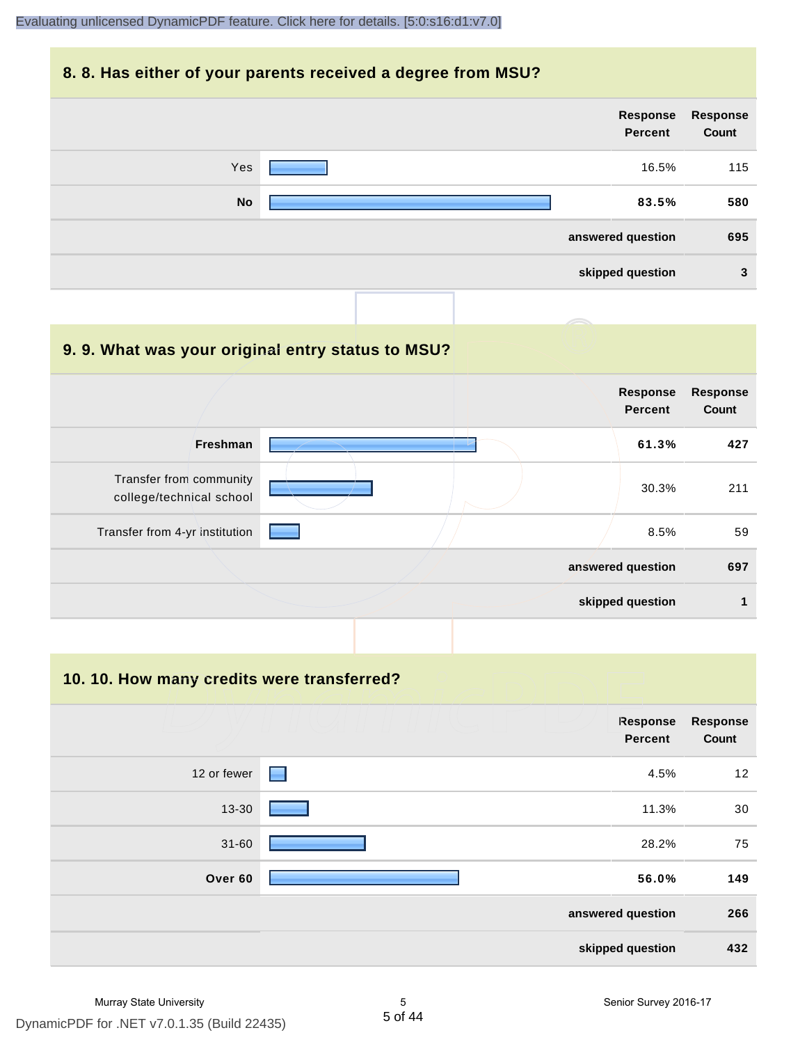## 8. 8. Has either of your parents received a degree from MSU?

| | Response Percent | Response Count |
|---|---|---|
| Yes | 16.5% | 115 |
| **No** | **83.5%** | **580** |
| | answered question | 695 |
| | skipped question | 3 |

## 9. 9. What was your original entry status to MSU?

| | Response Percent | Response Count |
|---|---|---|
| **Freshman** | **61.3%** | **427** |
| Transfer from community college/technical school | 30.3% | 211 |
| Transfer from 4-yr institution | 8.5% | 59 |
| | answered question | 697 |
| | skipped question | 1 |

## 10. 10. How many credits were transferred?

| | Response Percent | Response Count |
|---|---|---|
| 12 or fewer | 4.5% | 12 |
| 13-30 | 11.3% | 30 |
| 31-60 | 28.2% | 75 |
| **Over 60** | **56.0%** | **149** |
| | answered question | 266 |
| | skipped question | 432 |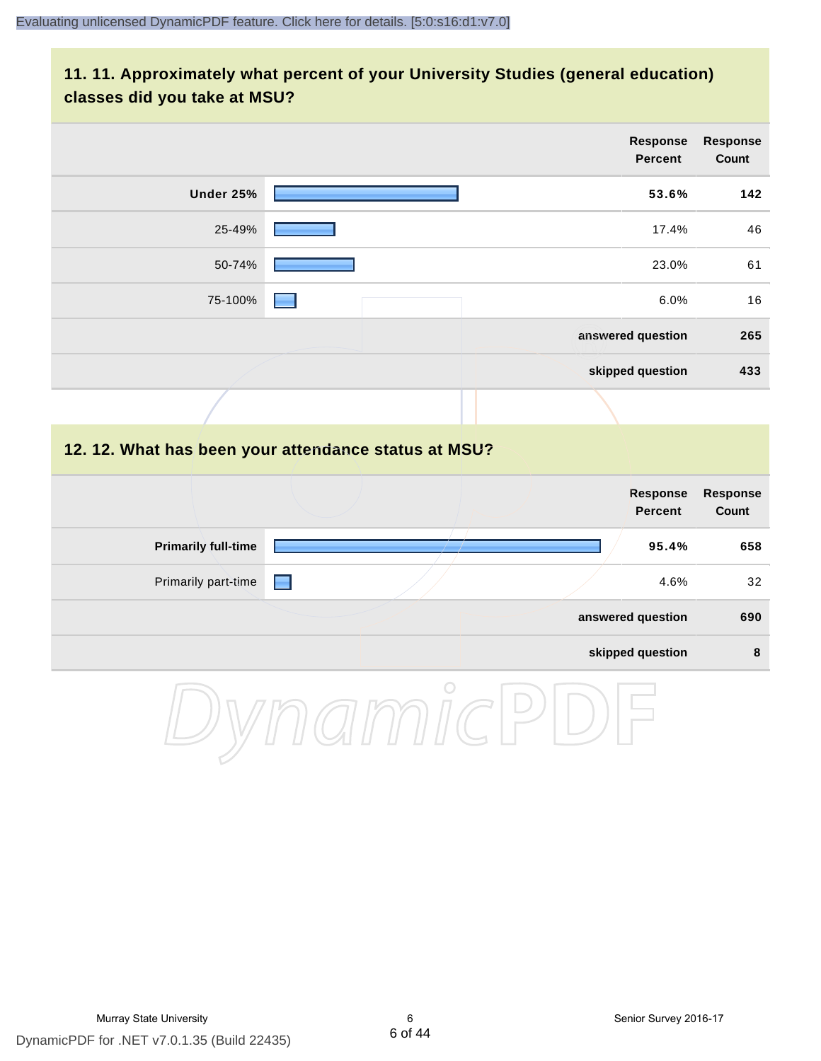## 11. 11. Approximately what percent of your University Studies (general education) classes did you take at MSU?

| | Response Percent | Response Count |
|---|---|---|
| **Under 25%** | **53.6%** | **142** |
| 25-49% | 17.4% | 46 |
| 50-74% | 23.0% | 61 |
| 75-100% | 6.0% | 16 |
| | **answered question** | **265** |
| | **skipped question** | **433** |

## 12. 12. What has been your attendance status at MSU?

| | Response Percent | Response Count |
|---|---|---|
| **Primarily full-time** | **95.4%** | **658** |
| Primarily part-time | 4.6% | 32 |
| | **answered question** | **690** |
| | **skipped question** | **8** |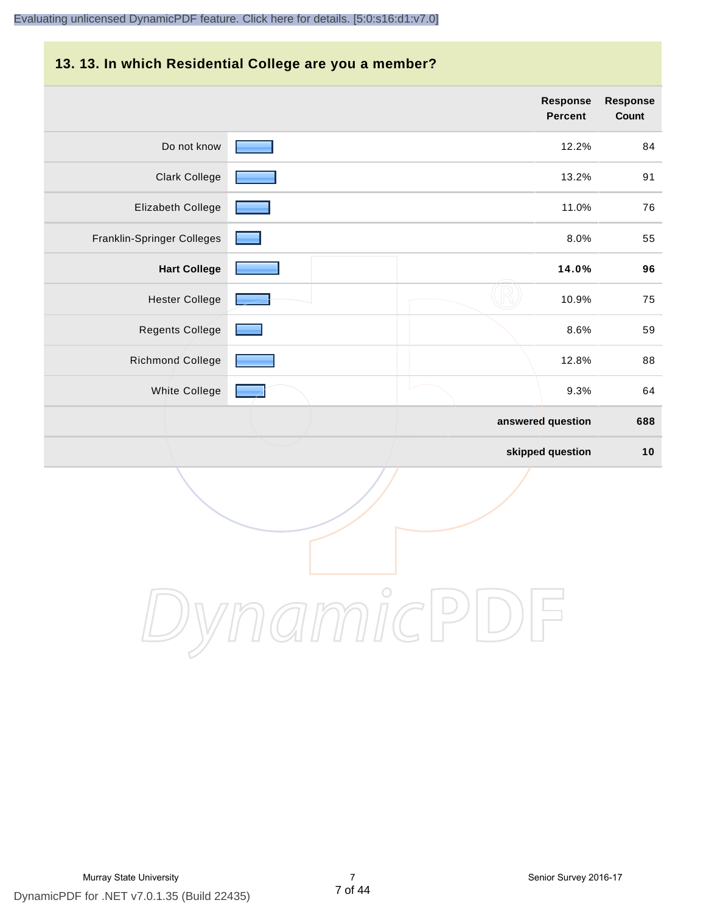## 13. 13. In which Residential College are you a member?

| | Response Percent | Response Count |
|---|---|---|
| Do not know | 12.2% | 84 |
| Clark College | 13.2% | 91 |
| Elizabeth College | 11.0% | 76 |
| Franklin-Springer Colleges | 8.0% | 55 |
| **Hart College** | **14.0%** | **96** |
| Hester College | 10.9% | 75 |
| Regents College | 8.6% | 59 |
| Richmond College | 12.8% | 88 |
| White College | 9.3% | 64 |
| | **answered question** | **688** |
| | **skipped question** | **10** |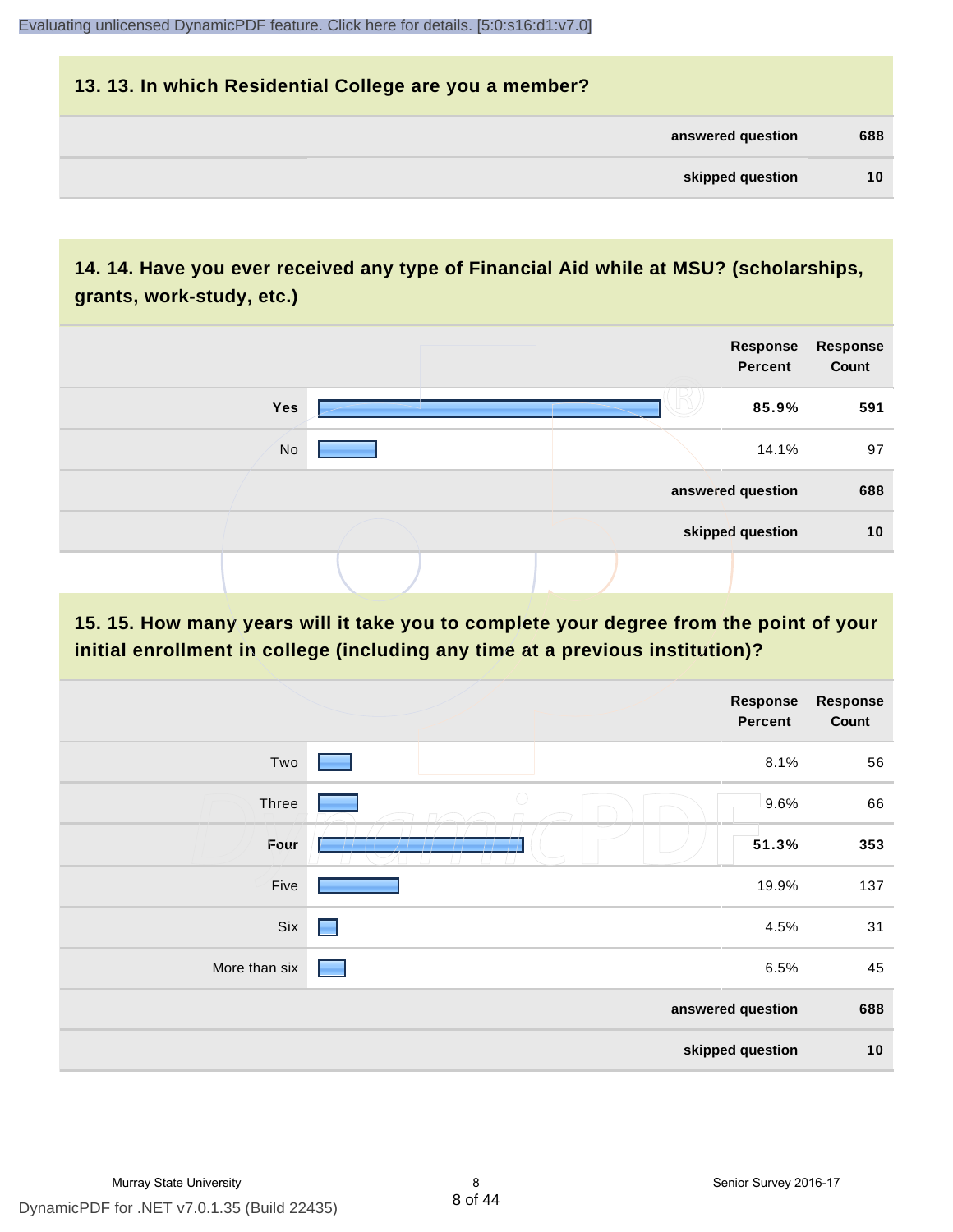## 13. 13. In which Residential College are you a member?

| | |
|---|---|
| answered question | 688 |
| skipped question | 10 |

## 14. 14. Have you ever received any type of Financial Aid while at MSU? (scholarships, grants, work-study, etc.)

| | Response Percent | Response Count |
|---|---|---|
| Yes | 85.9% | 591 |
| No | 14.1% | 97 |
| answered question | | 688 |
| skipped question | | 10 |

## 15. 15. How many years will it take you to complete your degree from the point of your initial enrollment in college (including any time at a previous institution)?

| | Response Percent | Response Count |
|---|---|---|
| Two | 8.1% | 56 |
| Three | 9.6% | 66 |
| Four | 51.3% | 353 |
| Five | 19.9% | 137 |
| Six | 4.5% | 31 |
| More than six | 6.5% | 45 |
| answered question | | 688 |
| skipped question | | 10 |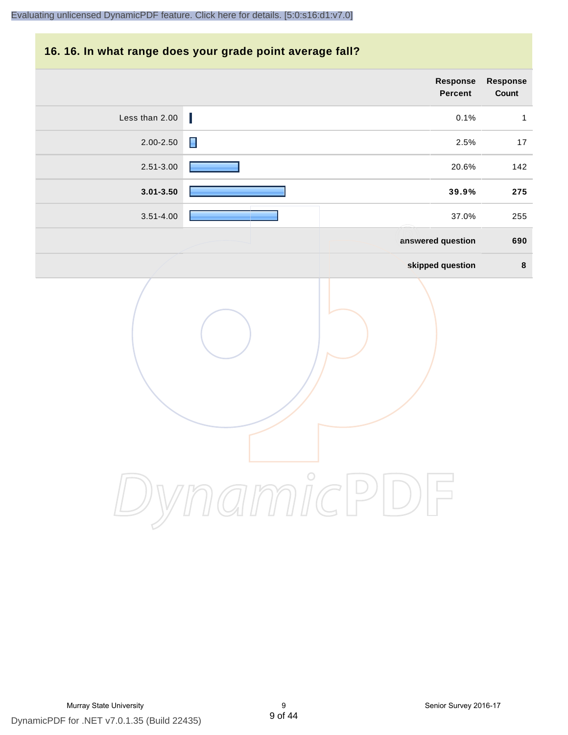## 16. 16. In what range does your grade point average fall?

| | Response Percent | Response Count |
|---|---|---|
| Less than 2.00 | 0.1% | 1 |
| 2.00-2.50 | 2.5% | 17 |
| 2.51-3.00 | 20.6% | 142 |
| **3.01-3.50** | **39.9%** | **275** |
| 3.51-4.00 | 37.0% | 255 |
| | **answered question** | **690** |
| | **skipped question** | **8** |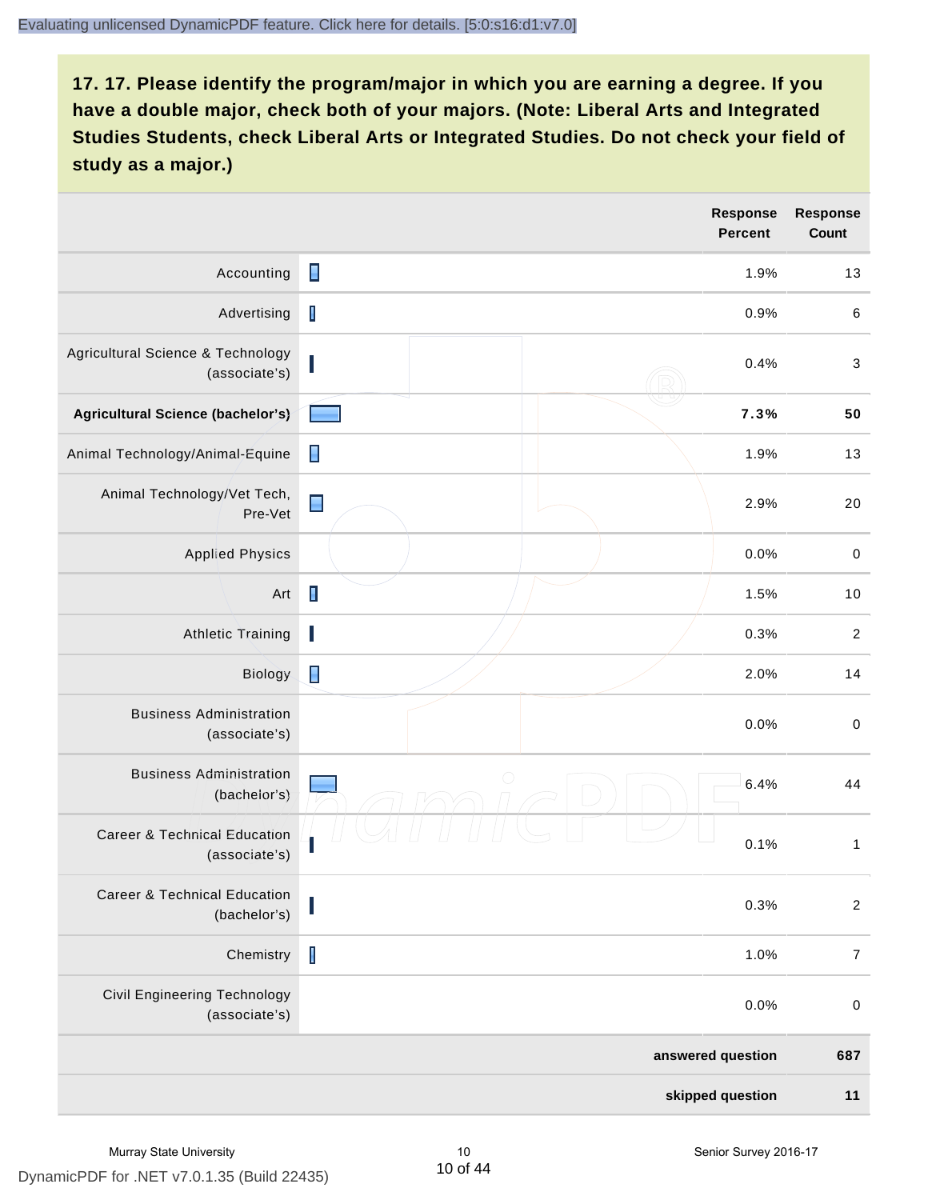**17. 17. Please identify the program/major in which you are earning a degree. If you have a double major, check both of your majors. (Note: Liberal Arts and Integrated Studies Students, check Liberal Arts or Integrated Studies. Do not check your field of study as a major.)**

| | Response Percent | Response Count |
|---|---|---|
| Accounting | 1.9% | 13 |
| Advertising | 0.9% | 6 |
| Agricultural Science & Technology (associate's) | 0.4% | 3 |
| **Agricultural Science (bachelor's)** | **7.3%** | **50** |
| Animal Technology/Animal-Equine | 1.9% | 13 |
| Animal Technology/Vet Tech, Pre-Vet | 2.9% | 20 |
| Applied Physics | 0.0% | 0 |
| Art | 1.5% | 10 |
| Athletic Training | 0.3% | 2 |
| Biology | 2.0% | 14 |
| Business Administration (associate's) | 0.0% | 0 |
| Business Administration (bachelor's) | 6.4% | 44 |
| Career & Technical Education (associate's) | 0.1% | 1 |
| Career & Technical Education (bachelor's) | 0.3% | 2 |
| Chemistry | 1.0% | 7 |
| Civil Engineering Technology (associate's) | 0.0% | 0 |
| | **answered question** | **687** |
| | **skipped question** | **11** |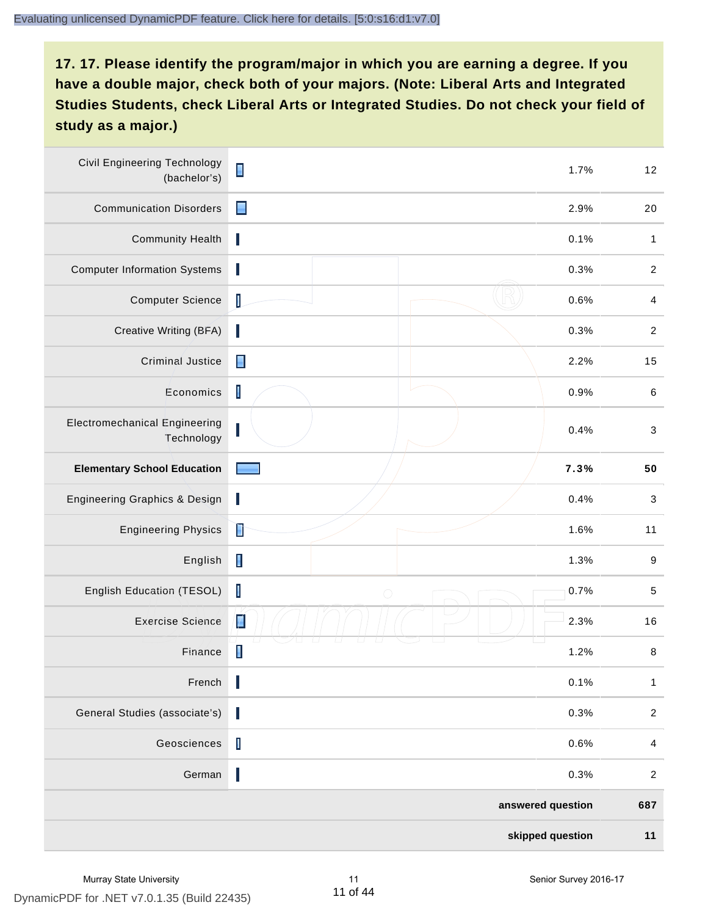## 17. 17. Please identify the program/major in which you are earning a degree. If you have a double major, check both of your majors. (Note: Liberal Arts and Integrated Studies Students, check Liberal Arts or Integrated Studies. Do not check your field of study as a major.)

| Program/Major | Response Percent | Response Count |
|---|---|---|
| Civil Engineering Technology (bachelor's) | 1.7% | 12 |
| Communication Disorders | 2.9% | 20 |
| Community Health | 0.1% | 1 |
| Computer Information Systems | 0.3% | 2 |
| Computer Science | 0.6% | 4 |
| Creative Writing (BFA) | 0.3% | 2 |
| Criminal Justice | 2.2% | 15 |
| Economics | 0.9% | 6 |
| Electromechanical Engineering Technology | 0.4% | 3 |
| **Elementary School Education** | **7.3%** | **50** |
| Engineering Graphics & Design | 0.4% | 3 |
| Engineering Physics | 1.6% | 11 |
| English | 1.3% | 9 |
| English Education (TESOL) | 0.7% | 5 |
| Exercise Science | 2.3% | 16 |
| Finance | 1.2% | 8 |
| French | 0.1% | 1 |
| General Studies (associate's) | 0.3% | 2 |
| Geosciences | 0.6% | 4 |
| German | 0.3% | 2 |
| **answered question** | | **687** |
| **skipped question** | | **11** |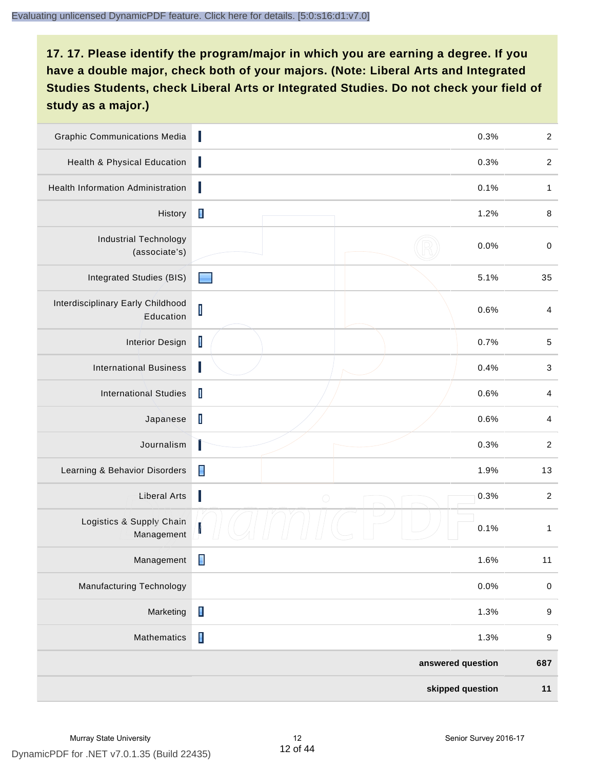## 17. 17. Please identify the program/major in which you are earning a degree. If you have a double major, check both of your majors. (Note: Liberal Arts and Integrated Studies Students, check Liberal Arts or Integrated Studies. Do not check your field of study as a major.)

| Program/Major | Percent | Count |
| --- | --- | --- |
| Graphic Communications Media | 0.3% | 2 |
| Health & Physical Education | 0.3% | 2 |
| Health Information Administration | 0.1% | 1 |
| History | 1.2% | 8 |
| Industrial Technology (associate's) | 0.0% | 0 |
| Integrated Studies (BIS) | 5.1% | 35 |
| Interdisciplinary Early Childhood Education | 0.6% | 4 |
| Interior Design | 0.7% | 5 |
| International Business | 0.4% | 3 |
| International Studies | 0.6% | 4 |
| Japanese | 0.6% | 4 |
| Journalism | 0.3% | 2 |
| Learning & Behavior Disorders | 1.9% | 13 |
| Liberal Arts | 0.3% | 2 |
| Logistics & Supply Chain Management | 0.1% | 1 |
| Management | 1.6% | 11 |
| Manufacturing Technology | 0.0% | 0 |
| Marketing | 1.3% | 9 |
| Mathematics | 1.3% | 9 |
| **answered question** | | **687** |
| **skipped question** | | **11** |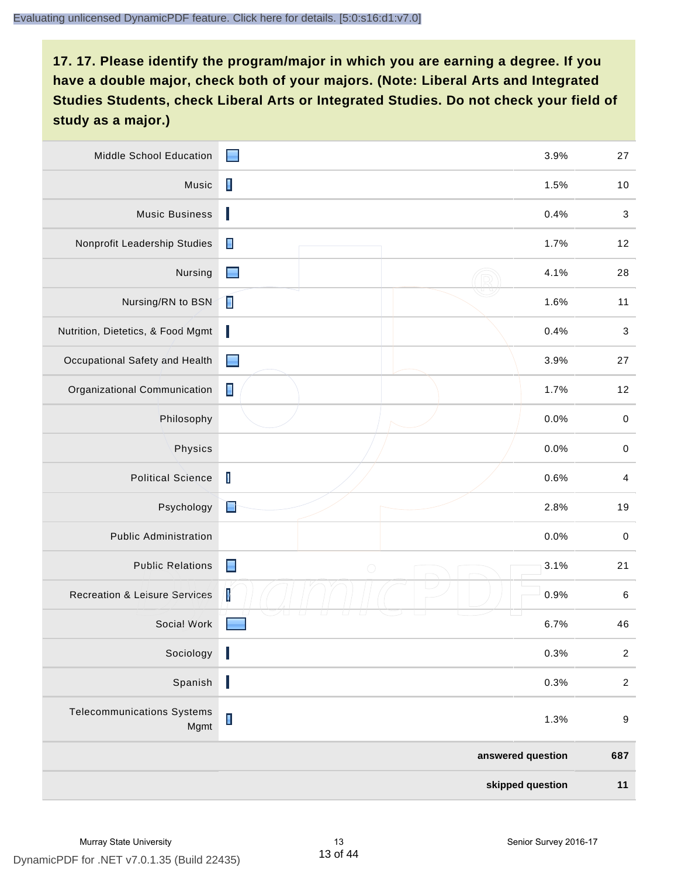**17. 17. Please identify the program/major in which you are earning a degree. If you have a double major, check both of your majors. (Note: Liberal Arts and Integrated Studies Students, check Liberal Arts or Integrated Studies. Do not check your field of study as a major.)**

| | | |
|---|---|---|
| Middle School Education | 3.9% | 27 |
| Music | 1.5% | 10 |
| Music Business | 0.4% | 3 |
| Nonprofit Leadership Studies | 1.7% | 12 |
| Nursing | 4.1% | 28 |
| Nursing/RN to BSN | 1.6% | 11 |
| Nutrition, Dietetics, & Food Mgmt | 0.4% | 3 |
| Occupational Safety and Health | 3.9% | 27 |
| Organizational Communication | 1.7% | 12 |
| Philosophy | 0.0% | 0 |
| Physics | 0.0% | 0 |
| Political Science | 0.6% | 4 |
| Psychology | 2.8% | 19 |
| Public Administration | 0.0% | 0 |
| Public Relations | 3.1% | 21 |
| Recreation & Leisure Services | 0.9% | 6 |
| Social Work | 6.7% | 46 |
| Sociology | 0.3% | 2 |
| Spanish | 0.3% | 2 |
| Telecommunications Systems Mgmt | 1.3% | 9 |
| | **answered question** | **687** |
| | **skipped question** | **11** |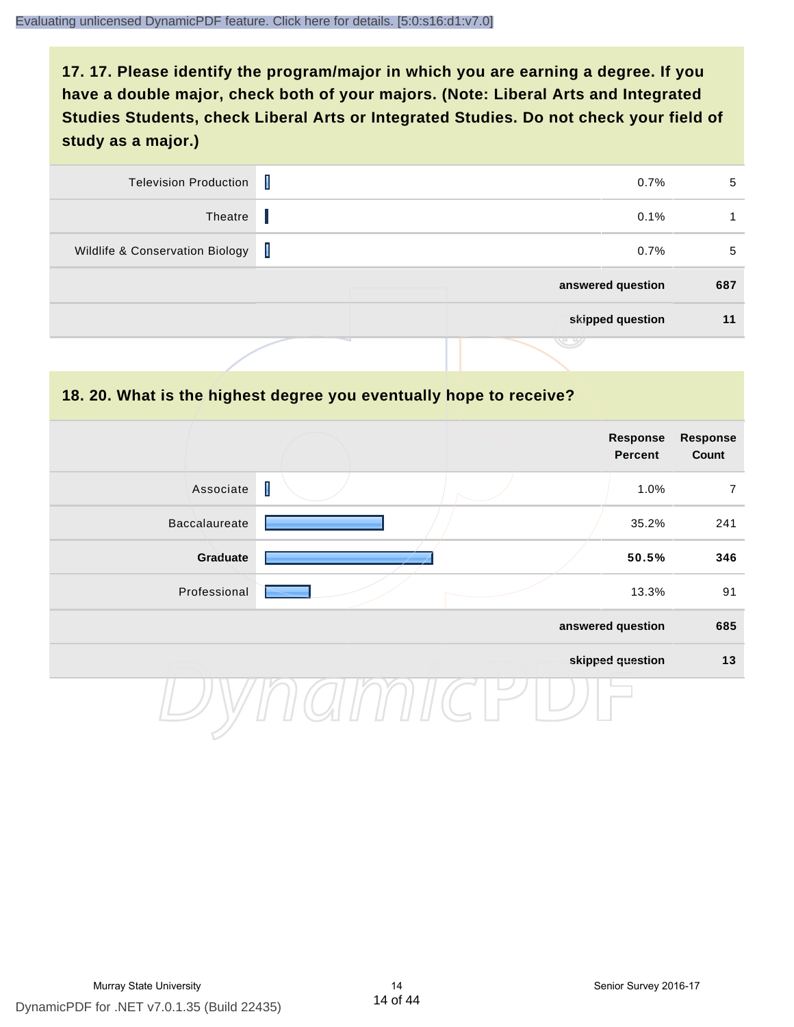**17. 17. Please identify the program/major in which you are earning a degree. If you have a double major, check both of your majors. (Note: Liberal Arts and Integrated Studies Students, check Liberal Arts or Integrated Studies. Do not check your field of study as a major.)**

| | Response Percent | Response Count |
|---|---|---|
| Television Production | 0.7% | 5 |
| Theatre | 0.1% | 1 |
| Wildlife & Conservation Biology | 0.7% | 5 |
| **answered question** | | **687** |
| **skipped question** | | **11** |

**18. 20. What is the highest degree you eventually hope to receive?**

| | Response Percent | Response Count |
|---|---|---|
| Associate | 1.0% | 7 |
| Baccalaureate | 35.2% | 241 |
| **Graduate** | **50.5%** | **346** |
| Professional | 13.3% | 91 |
| **answered question** | | **685** |
| **skipped question** | | **13** |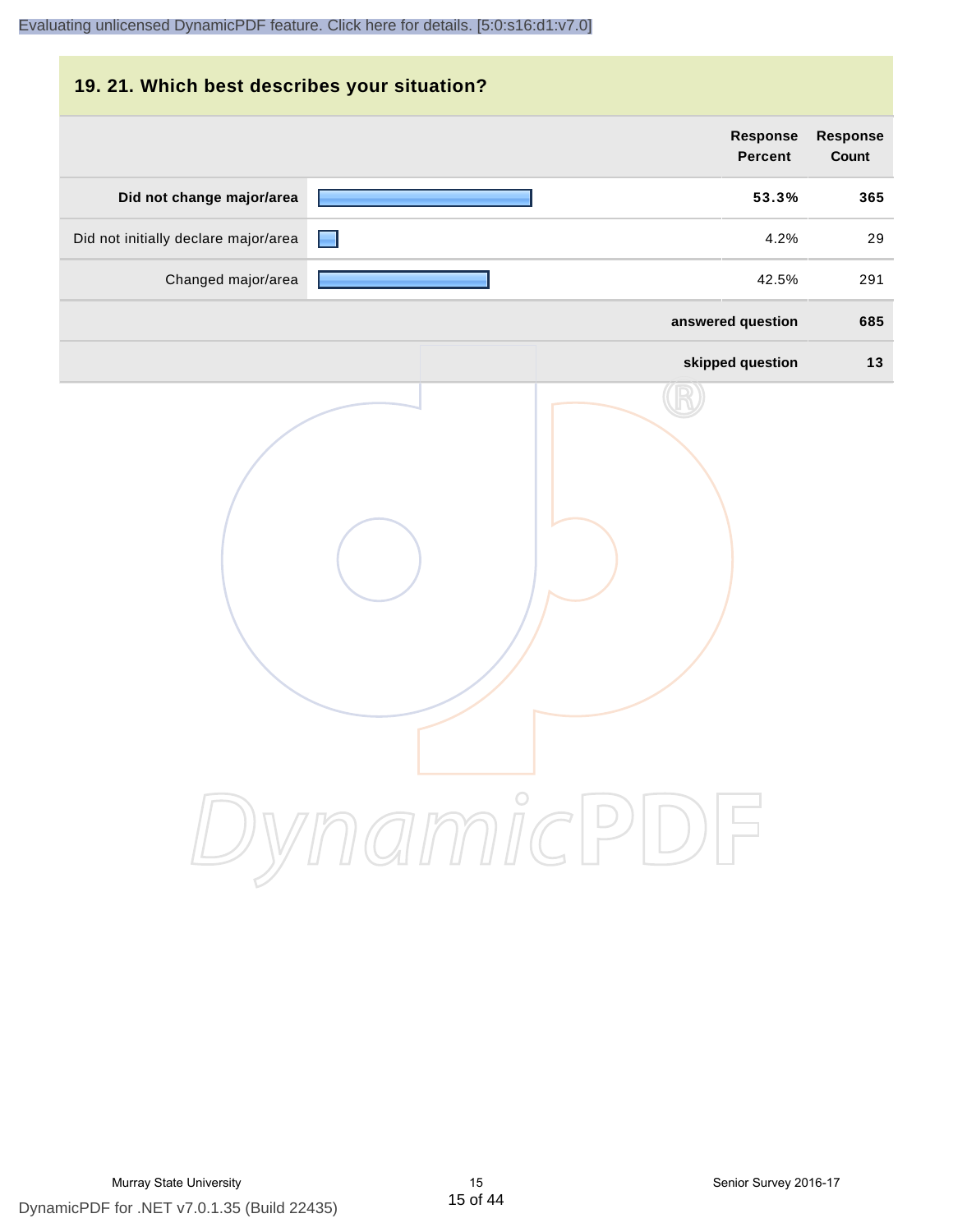## 19. 21. Which best describes your situation?

| | Response Percent | Response Count |
|---|---|---|
| **Did not change major/area** | **53.3%** | **365** |
| Did not initially declare major/area | 4.2% | 29 |
| Changed major/area | 42.5% | 291 |
| **answered question** | | **685** |
| **skipped question** | | **13** |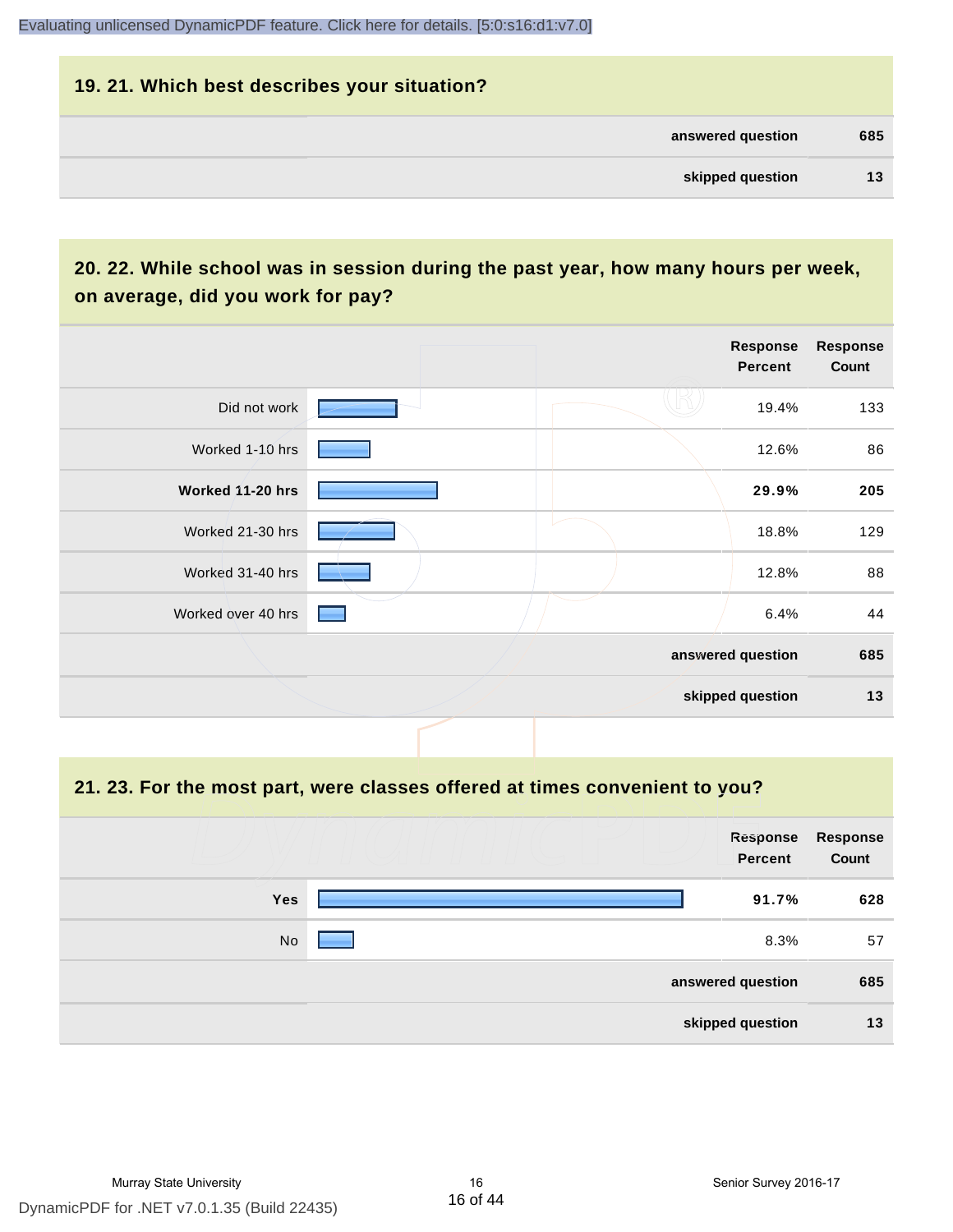## 19. 21. Which best describes your situation?

| | |
|---|---|
| answered question | 685 |
| skipped question | 13 |

## 20. 22. While school was in session during the past year, how many hours per week, on average, did you work for pay?

| | Response Percent | Response Count |
|---|---|---|
| Did not work | 19.4% | 133 |
| Worked 1-10 hrs | 12.6% | 86 |
| **Worked 11-20 hrs** | **29.9%** | **205** |
| Worked 21-30 hrs | 18.8% | 129 |
| Worked 31-40 hrs | 12.8% | 88 |
| Worked over 40 hrs | 6.4% | 44 |
| answered question | | 685 |
| skipped question | | 13 |

## 21. 23. For the most part, were classes offered at times convenient to you?

| | Response Percent | Response Count |
|---|---|---|
| **Yes** | **91.7%** | **628** |
| No | 8.3% | 57 |
| answered question | | 685 |
| skipped question | | 13 |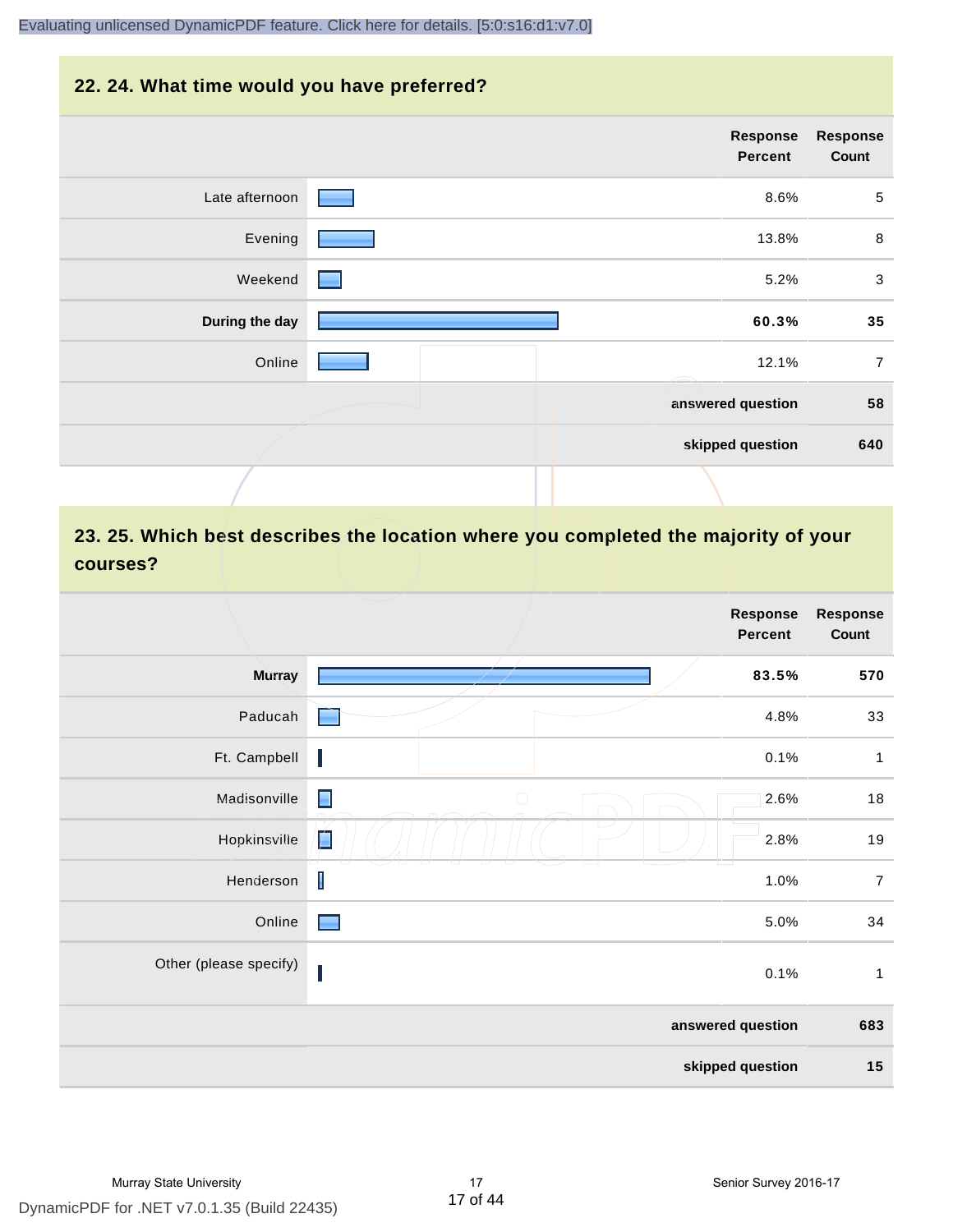## 22. 24. What time would you have preferred?

| | Response Percent | Response Count |
|---|---|---|
| Late afternoon | 8.6% | 5 |
| Evening | 13.8% | 8 |
| Weekend | 5.2% | 3 |
| **During the day** | **60.3%** | **35** |
| Online | 12.1% | 7 |
| | answered question | 58 |
| | skipped question | 640 |

## 23. 25. Which best describes the location where you completed the majority of your courses?

| | Response Percent | Response Count |
|---|---|---|
| **Murray** | **83.5%** | **570** |
| Paducah | 4.8% | 33 |
| Ft. Campbell | 0.1% | 1 |
| Madisonville | 2.6% | 18 |
| Hopkinsville | 2.8% | 19 |
| Henderson | 1.0% | 7 |
| Online | 5.0% | 34 |
| Other (please specify) | 0.1% | 1 |
| | answered question | 683 |
| | skipped question | 15 |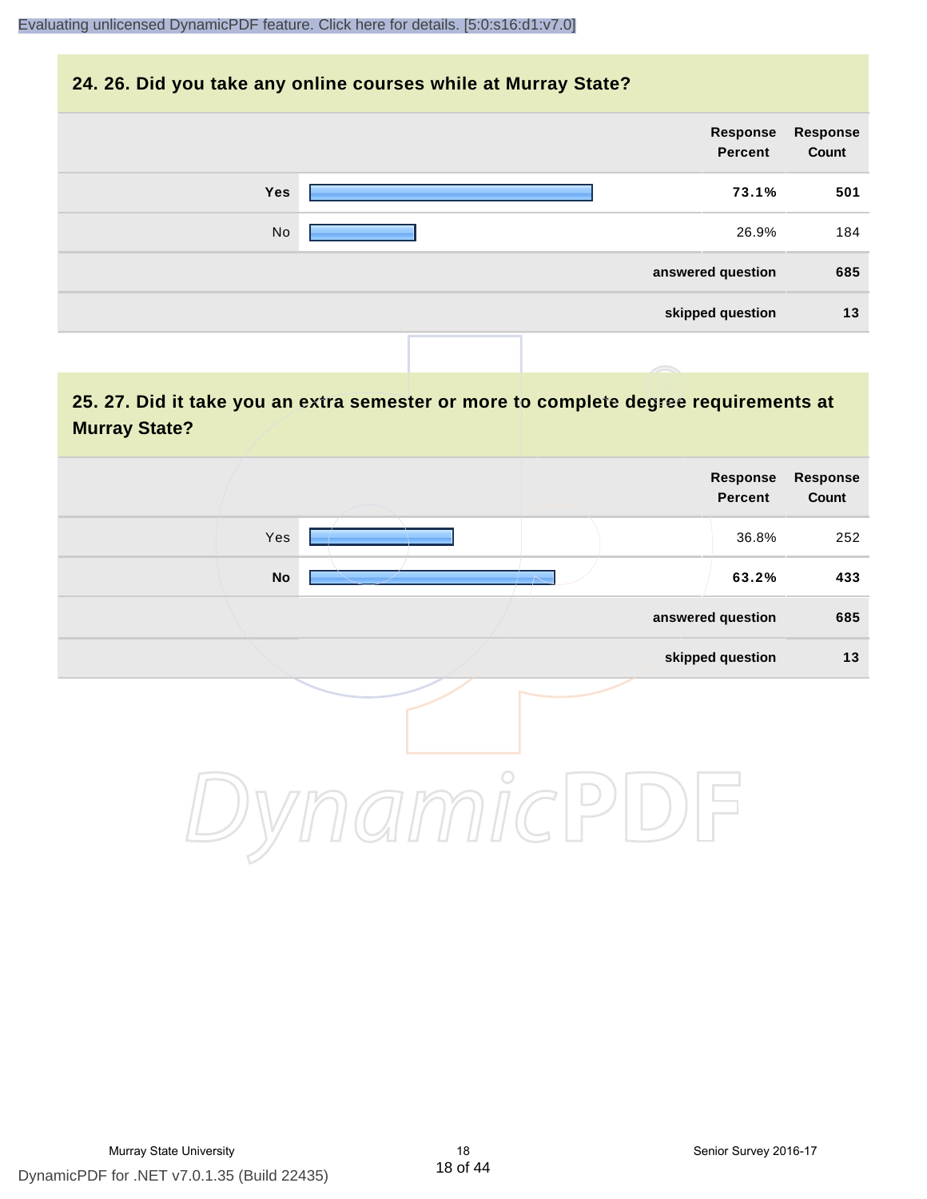## 24. 26. Did you take any online courses while at Murray State?

| | Response Percent | Response Count |
|---|---|---|
| **Yes** | **73.1%** | **501** |
| No | 26.9% | 184 |
| | **answered question** | **685** |
| | **skipped question** | **13** |

## 25. 27. Did it take you an extra semester or more to complete degree requirements at Murray State?

| | Response Percent | Response Count |
|---|---|---|
| Yes | 36.8% | 252 |
| **No** | **63.2%** | **433** |
| | **answered question** | **685** |
| | **skipped question** | **13** |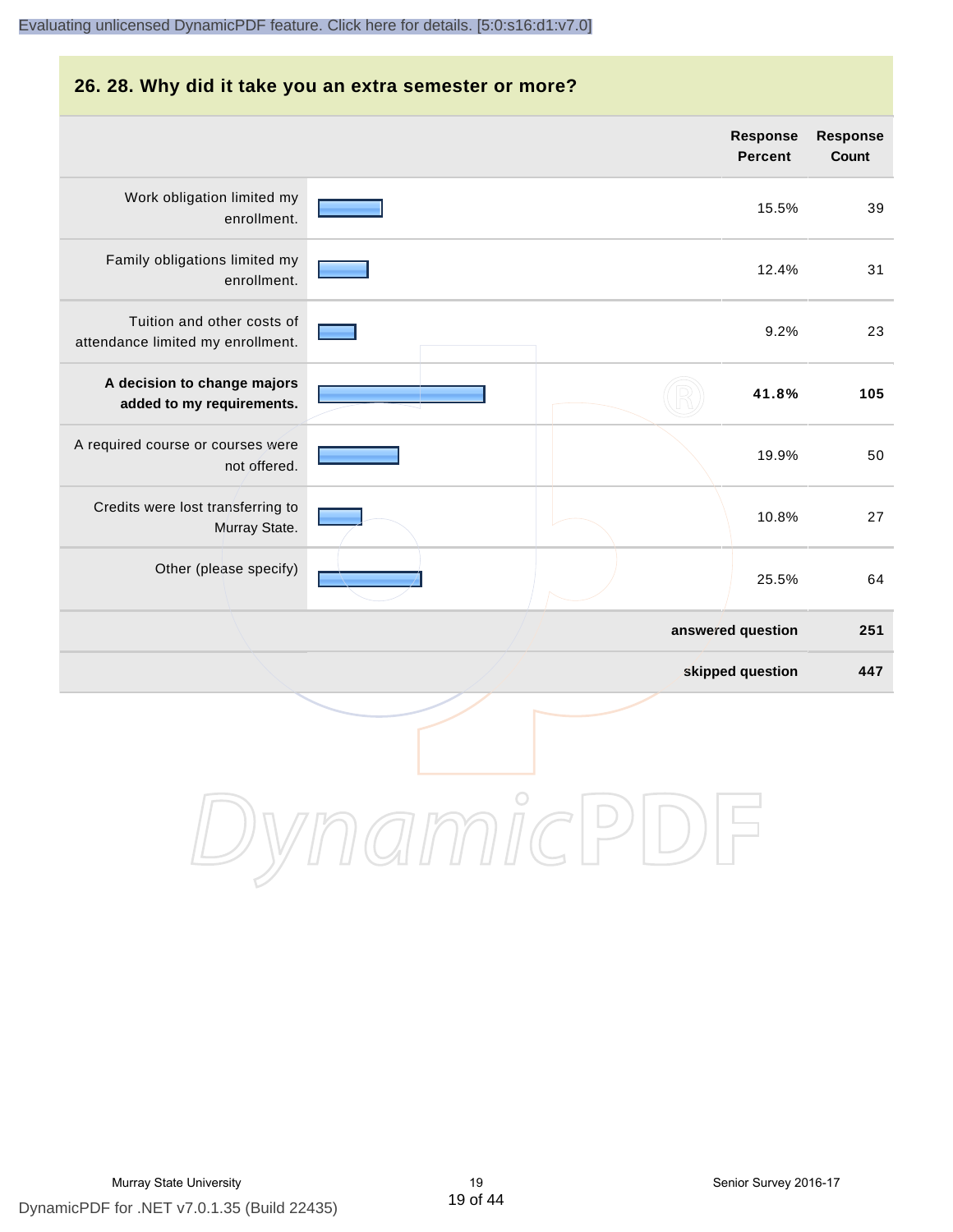## 26. 28. Why did it take you an extra semester or more?

| | Response Percent | Response Count |
|---|---|---|
| Work obligation limited my enrollment. | 15.5% | 39 |
| Family obligations limited my enrollment. | 12.4% | 31 |
| Tuition and other costs of attendance limited my enrollment. | 9.2% | 23 |
| **A decision to change majors added to my requirements.** | **41.8%** | **105** |
| A required course or courses were not offered. | 19.9% | 50 |
| Credits were lost transferring to Murray State. | 10.8% | 27 |
| Other (please specify) | 25.5% | 64 |
| | **answered question** | **251** |
| | **skipped question** | **447** |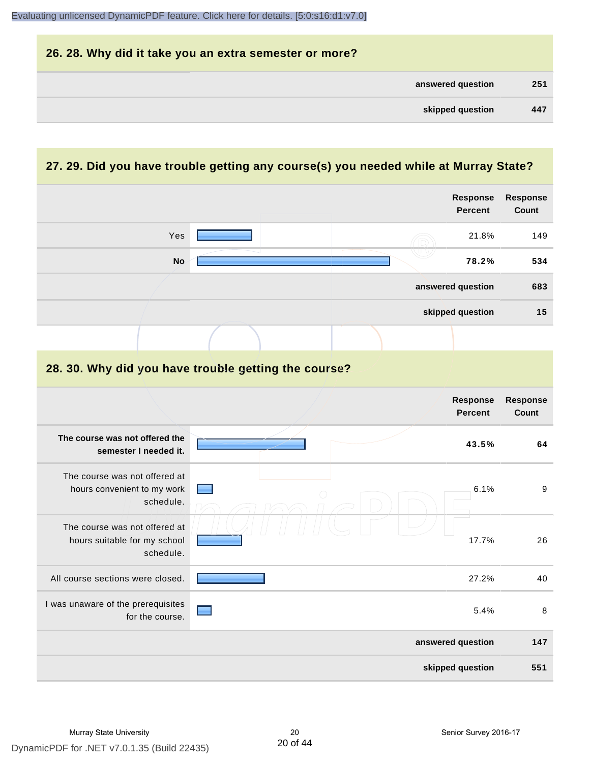## 26. 28. Why did it take you an extra semester or more?

| | |
|---|---|
| answered question | 251 |
| skipped question | 447 |

## 27. 29. Did you have trouble getting any course(s) you needed while at Murray State?

| | Response Percent | Response Count |
|---|---|---|
| Yes | 21.8% | 149 |
| **No** | **78.2%** | **534** |
| answered question | | 683 |
| skipped question | | 15 |

## 28. 30. Why did you have trouble getting the course?

| | Response Percent | Response Count |
|---|---|---|
| **The course was not offered the semester I needed it.** | **43.5%** | **64** |
| The course was not offered at hours convenient to my work schedule. | 6.1% | 9 |
| The course was not offered at hours suitable for my school schedule. | 17.7% | 26 |
| All course sections were closed. | 27.2% | 40 |
| I was unaware of the prerequisites for the course. | 5.4% | 8 |
| answered question | | 147 |
| skipped question | | 551 |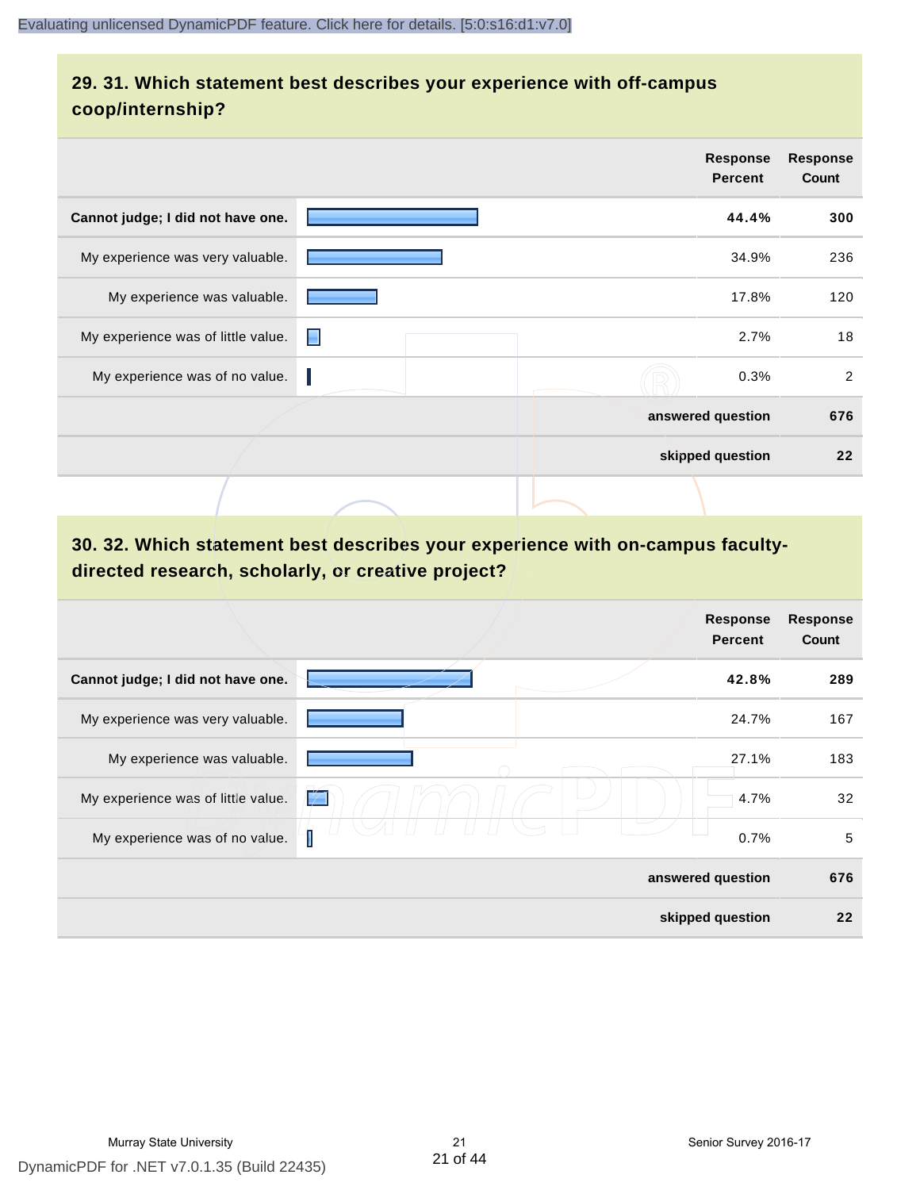## 29. 31. Which statement best describes your experience with off-campus coop/internship?

| | Response Percent | Response Count |
|---|---|---|
| **Cannot judge; I did not have one.** | **44.4%** | **300** |
| My experience was very valuable. | 34.9% | 236 |
| My experience was valuable. | 17.8% | 120 |
| My experience was of little value. | 2.7% | 18 |
| My experience was of no value. | 0.3% | 2 |
| | **answered question** | **676** |
| | **skipped question** | **22** |

## 30. 32. Which statement best describes your experience with on-campus faculty-directed research, scholarly, or creative project?

| | Response Percent | Response Count |
|---|---|---|
| **Cannot judge; I did not have one.** | **42.8%** | **289** |
| My experience was very valuable. | 24.7% | 167 |
| My experience was valuable. | 27.1% | 183 |
| My experience was of little value. | 4.7% | 32 |
| My experience was of no value. | 0.7% | 5 |
| | **answered question** | **676** |
| | **skipped question** | **22** |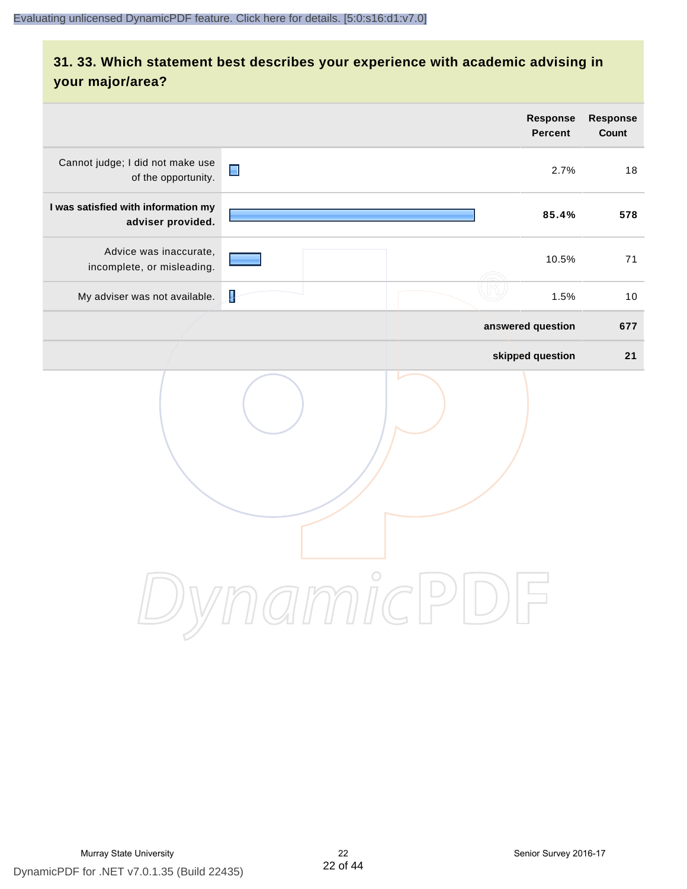## 31. 33. Which statement best describes your experience with academic advising in your major/area?

| | Response Percent | Response Count |
|---|---|---|
| Cannot judge; I did not make use of the opportunity. | 2.7% | 18 |
| **I was satisfied with information my adviser provided.** | **85.4%** | **578** |
| Advice was inaccurate, incomplete, or misleading. | 10.5% | 71 |
| My adviser was not available. | 1.5% | 10 |
| | **answered question** | **677** |
| | **skipped question** | **21** |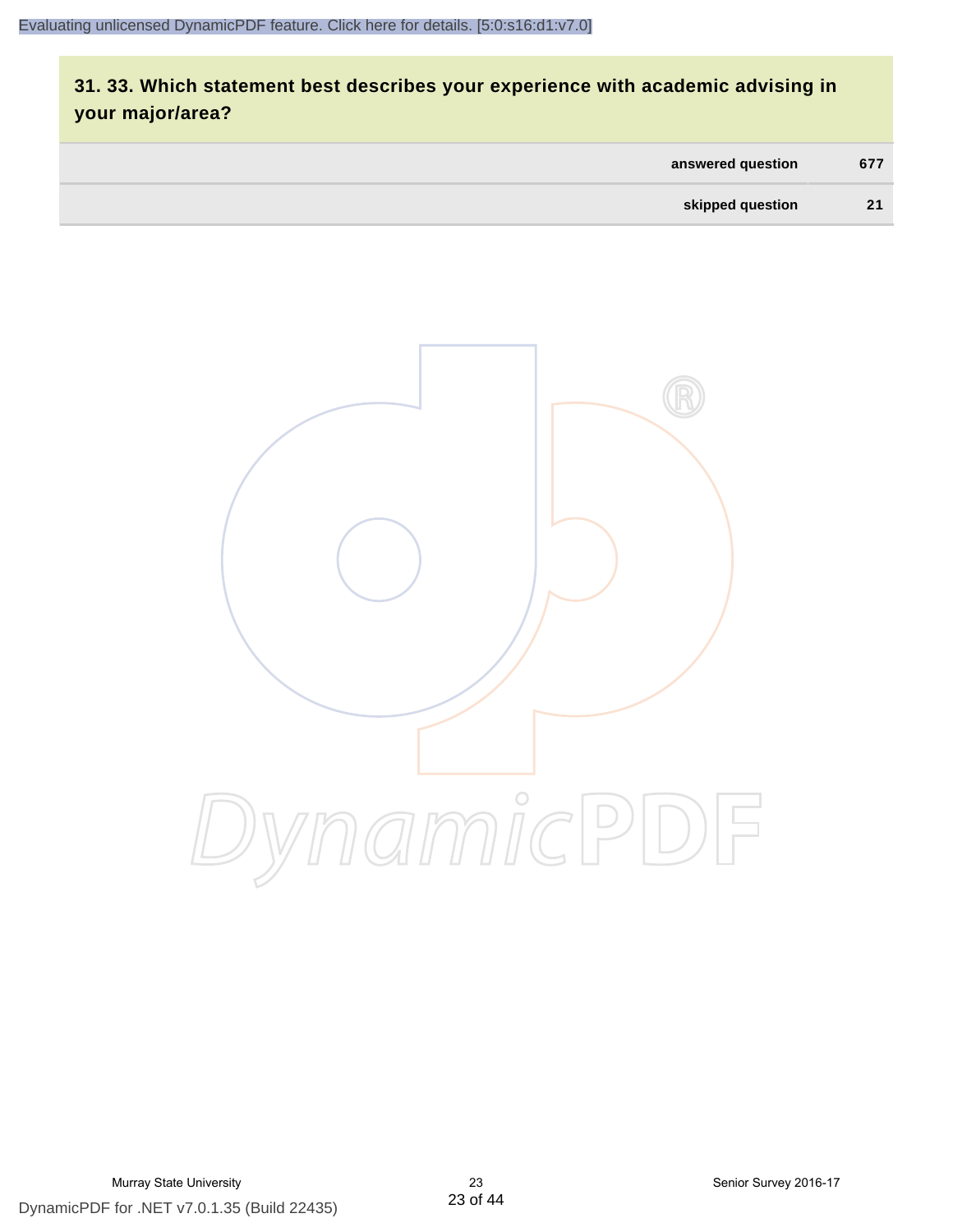## 31. 33. Which statement best describes your experience with academic advising in your major/area?

| | |
|---|---|
| answered question | 677 |
| skipped question | 21 |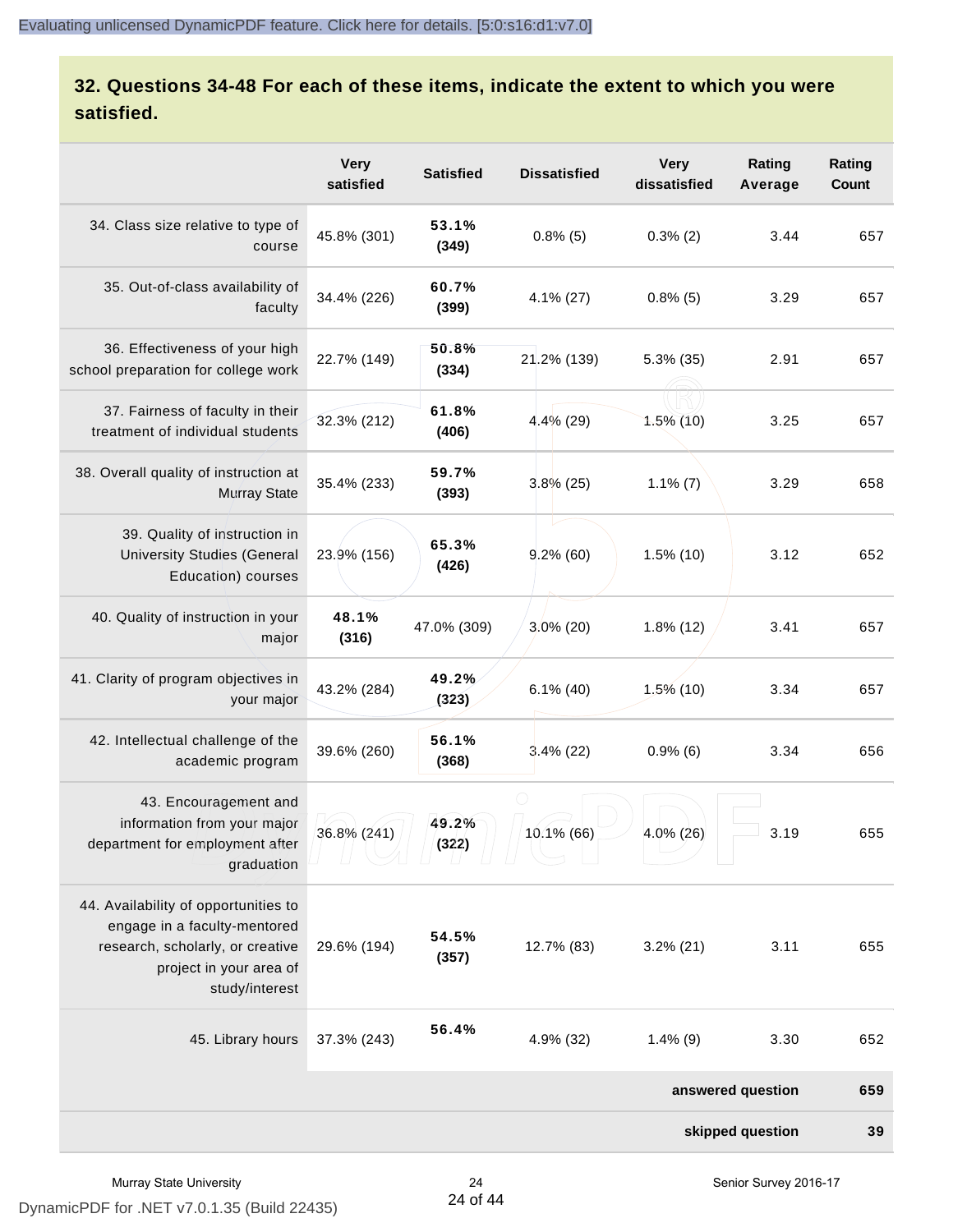## 32. Questions 34-48 For each of these items, indicate the extent to which you were satisfied.

| | Very satisfied | Satisfied | Dissatisfied | Very dissatisfied | Rating Average | Rating Count |
|---|---|---|---|---|---|---|
| 34. Class size relative to type of course | 45.8% (301) | **53.1% (349)** | 0.8% (5) | 0.3% (2) | 3.44 | 657 |
| 35. Out-of-class availability of faculty | 34.4% (226) | **60.7% (399)** | 4.1% (27) | 0.8% (5) | 3.29 | 657 |
| 36. Effectiveness of your high school preparation for college work | 22.7% (149) | **50.8% (334)** | 21.2% (139) | 5.3% (35) | 2.91 | 657 |
| 37. Fairness of faculty in their treatment of individual students | 32.3% (212) | **61.8% (406)** | 4.4% (29) | 1.5% (10) | 3.25 | 657 |
| 38. Overall quality of instruction at Murray State | 35.4% (233) | **59.7% (393)** | 3.8% (25) | 1.1% (7) | 3.29 | 658 |
| 39. Quality of instruction in University Studies (General Education) courses | 23.9% (156) | **65.3% (426)** | 9.2% (60) | 1.5% (10) | 3.12 | 652 |
| 40. Quality of instruction in your major | **48.1% (316)** | 47.0% (309) | 3.0% (20) | 1.8% (12) | 3.41 | 657 |
| 41. Clarity of program objectives in your major | 43.2% (284) | **49.2% (323)** | 6.1% (40) | 1.5% (10) | 3.34 | 657 |
| 42. Intellectual challenge of the academic program | 39.6% (260) | **56.1% (368)** | 3.4% (22) | 0.9% (6) | 3.34 | 656 |
| 43. Encouragement and information from your major department for employment after graduation | 36.8% (241) | **49.2% (322)** | 10.1% (66) | 4.0% (26) | 3.19 | 655 |
| 44. Availability of opportunities to engage in a faculty-mentored research, scholarly, or creative project in your area of study/interest | 29.6% (194) | **54.5% (357)** | 12.7% (83) | 3.2% (21) | 3.11 | 655 |
| 45. Library hours | 37.3% (243) | **56.4%** | 4.9% (32) | 1.4% (9) | 3.30 | 652 |
| | | | | | **answered question** | **659** |
| | | | | | **skipped question** | **39** |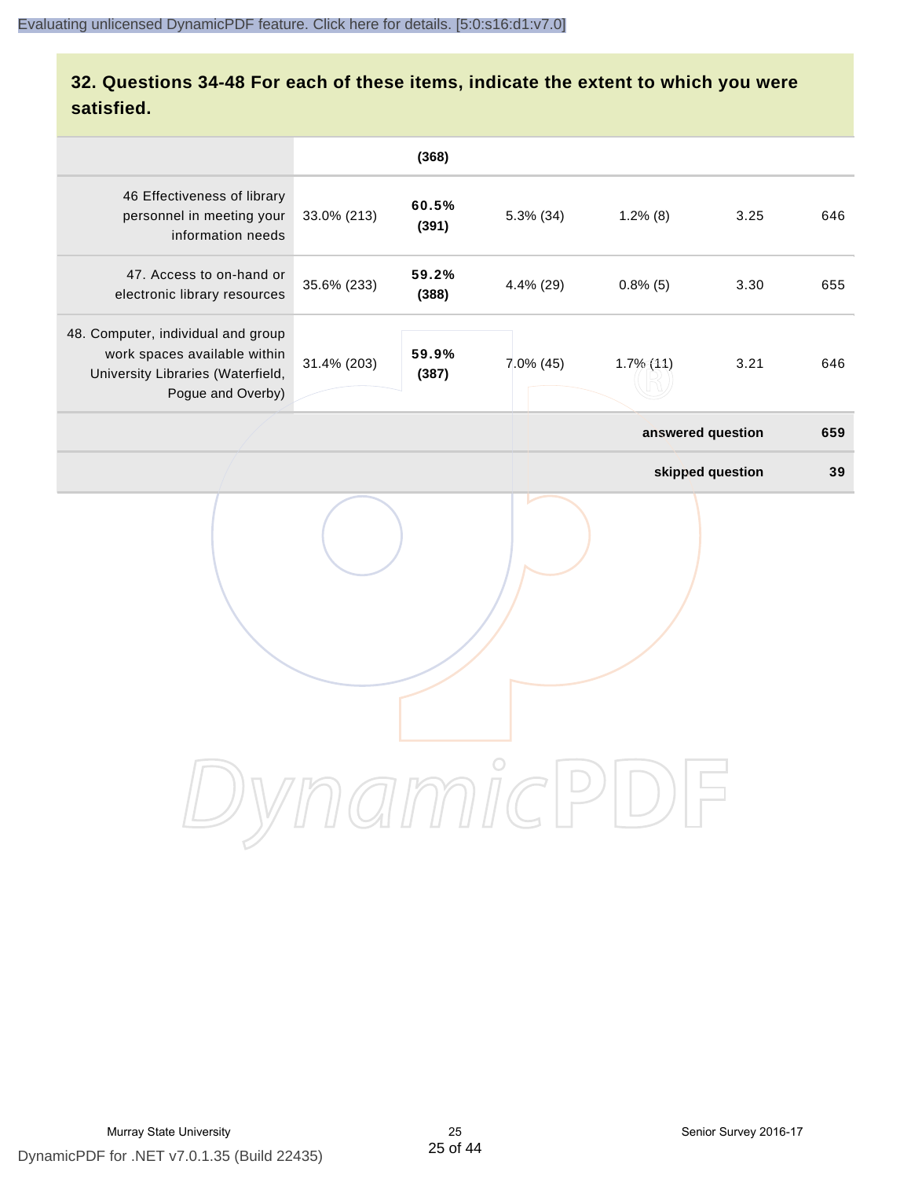## 32. Questions 34-48 For each of these items, indicate the extent to which you were satisfied.

| | | | | | | |
|---|---|---|---|---|---|---|
| | | **(368)** | | | | |
| 46 Effectiveness of library personnel in meeting your information needs | 33.0% (213) | **60.5% (391)** | 5.3% (34) | 1.2% (8) | 3.25 | 646 |
| 47. Access to on-hand or electronic library resources | 35.6% (233) | **59.2% (388)** | 4.4% (29) | 0.8% (5) | 3.30 | 655 |
| 48. Computer, individual and group work spaces available within University Libraries (Waterfield, Pogue and Overby) | 31.4% (203) | **59.9% (387)** | 7.0% (45) | 1.7% (11) | 3.21 | 646 |
| | | | | | **answered question** | **659** |
| | | | | | **skipped question** | **39** |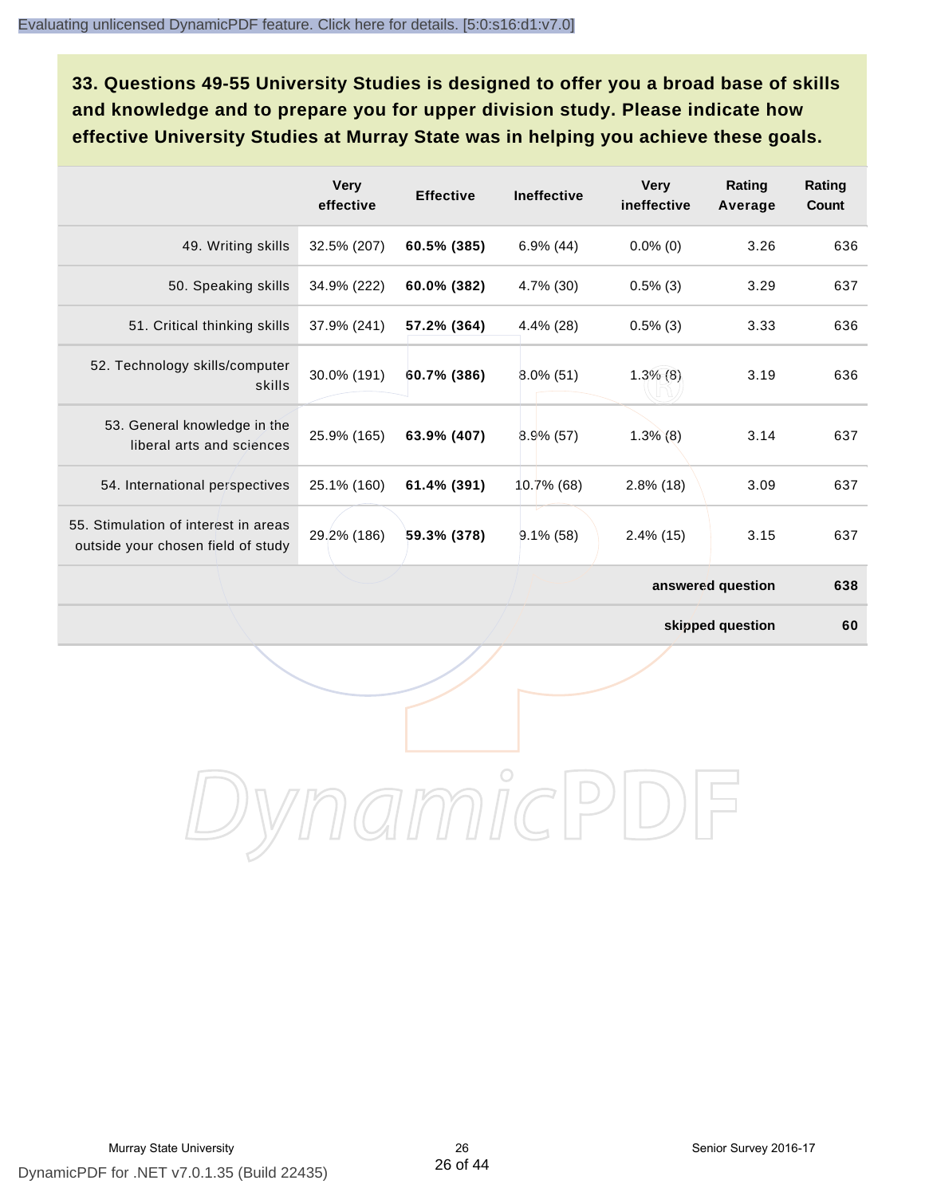## 33. Questions 49-55 University Studies is designed to offer you a broad base of skills and knowledge and to prepare you for upper division study. Please indicate how effective University Studies at Murray State was in helping you achieve these goals.

| | Very effective | Effective | Ineffective | Very ineffective | Rating Average | Rating Count |
|---|---|---|---|---|---|---|
| 49. Writing skills | 32.5% (207) | **60.5% (385)** | 6.9% (44) | 0.0% (0) | 3.26 | 636 |
| 50. Speaking skills | 34.9% (222) | **60.0% (382)** | 4.7% (30) | 0.5% (3) | 3.29 | 637 |
| 51. Critical thinking skills | 37.9% (241) | **57.2% (364)** | 4.4% (28) | 0.5% (3) | 3.33 | 636 |
| 52. Technology skills/computer skills | 30.0% (191) | **60.7% (386)** | 8.0% (51) | 1.3% (8) | 3.19 | 636 |
| 53. General knowledge in the liberal arts and sciences | 25.9% (165) | **63.9% (407)** | 8.9% (57) | 1.3% (8) | 3.14 | 637 |
| 54. International perspectives | 25.1% (160) | **61.4% (391)** | 10.7% (68) | 2.8% (18) | 3.09 | 637 |
| 55. Stimulation of interest in areas outside your chosen field of study | 29.2% (186) | **59.3% (378)** | 9.1% (58) | 2.4% (15) | 3.15 | 637 |
| | | | | | **answered question** | **638** |
| | | | | | **skipped question** | **60** |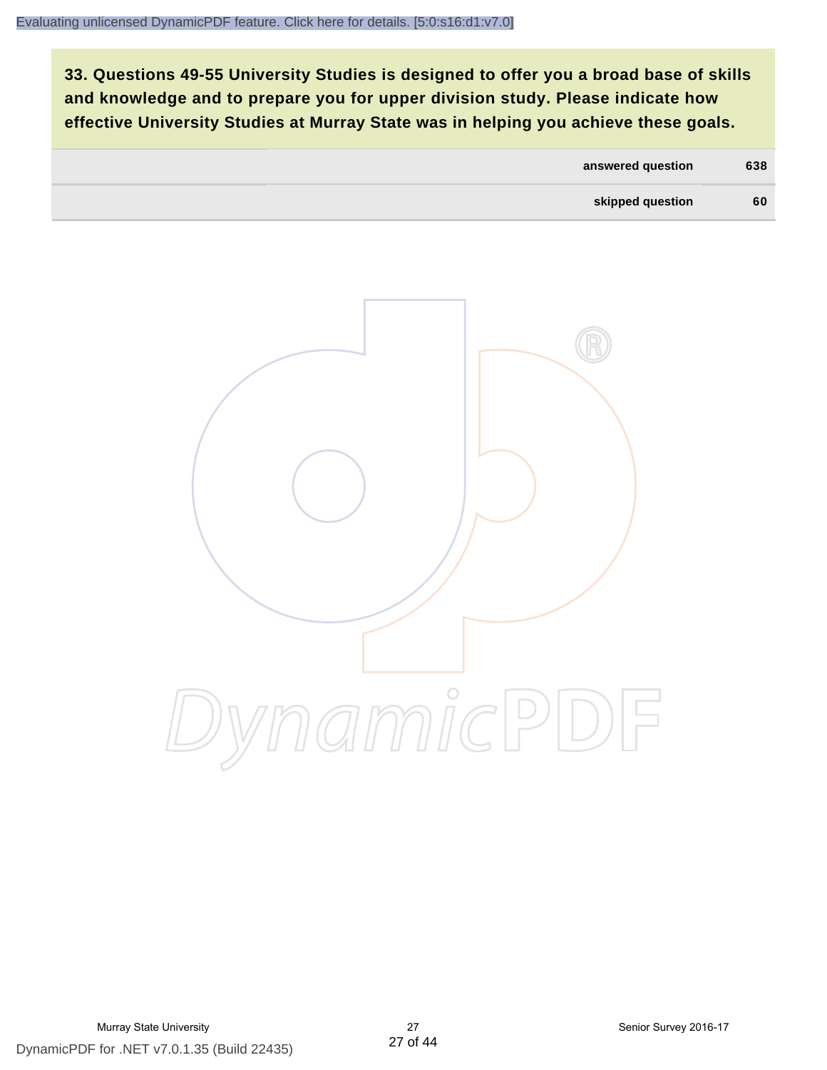**33. Questions 49-55 University Studies is designed to offer you a broad base of skills and knowledge and to prepare you for upper division study. Please indicate how effective University Studies at Murray State was in helping you achieve these goals.**

| | | |
|---|---|---|
| | **answered question** | **638** |
| | **skipped question** | **60** |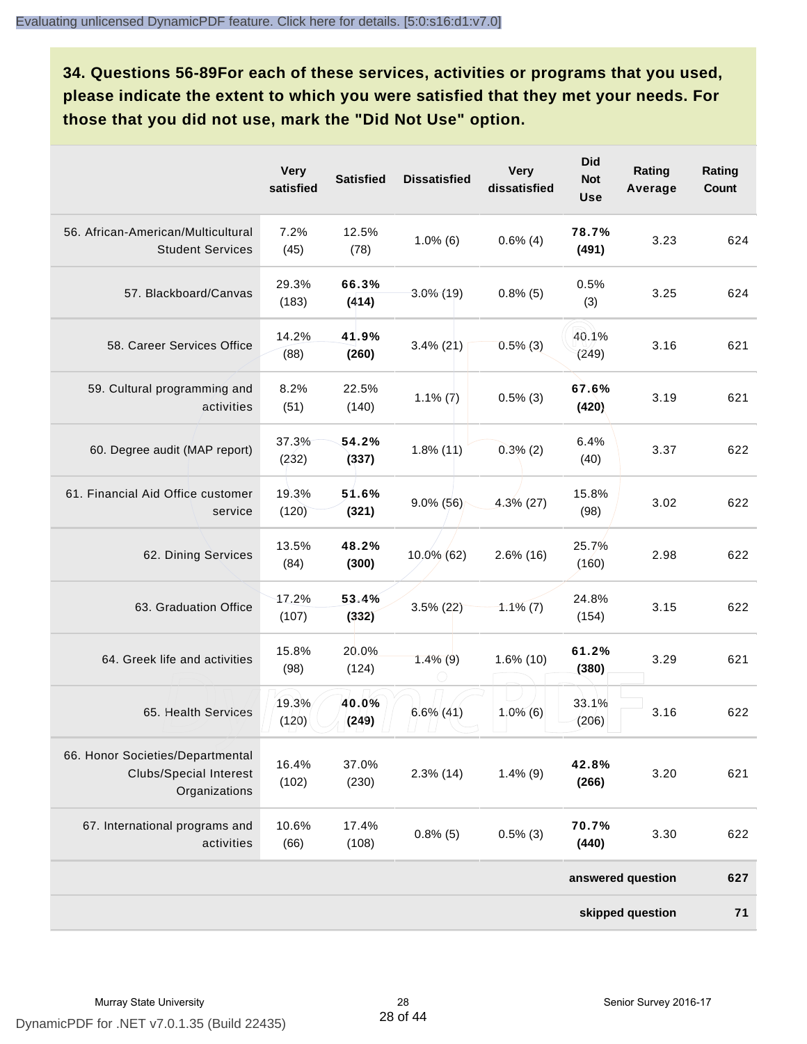## 34. Questions 56-89For each of these services, activities or programs that you used, please indicate the extent to which you were satisfied that they met your needs. For those that you did not use, mark the "Did Not Use" option.

| | Very satisfied | Satisfied | Dissatisfied | Very dissatisfied | Did Not Use | Rating Average | Rating Count |
|---|---|---|---|---|---|---|---|
| 56. African-American/Multicultural Student Services | 7.2% (45) | 12.5% (78) | 1.0% (6) | 0.6% (4) | **78.7% (491)** | 3.23 | 624 |
| 57. Blackboard/Canvas | 29.3% (183) | **66.3% (414)** | 3.0% (19) | 0.8% (5) | 0.5% (3) | 3.25 | 624 |
| 58. Career Services Office | 14.2% (88) | **41.9% (260)** | 3.4% (21) | 0.5% (3) | 40.1% (249) | 3.16 | 621 |
| 59. Cultural programming and activities | 8.2% (51) | 22.5% (140) | 1.1% (7) | 0.5% (3) | **67.6% (420)** | 3.19 | 621 |
| 60. Degree audit (MAP report) | 37.3% (232) | **54.2% (337)** | 1.8% (11) | 0.3% (2) | 6.4% (40) | 3.37 | 622 |
| 61. Financial Aid Office customer service | 19.3% (120) | **51.6% (321)** | 9.0% (56) | 4.3% (27) | 15.8% (98) | 3.02 | 622 |
| 62. Dining Services | 13.5% (84) | **48.2% (300)** | 10.0% (62) | 2.6% (16) | 25.7% (160) | 2.98 | 622 |
| 63. Graduation Office | 17.2% (107) | **53.4% (332)** | 3.5% (22) | 1.1% (7) | 24.8% (154) | 3.15 | 622 |
| 64. Greek life and activities | 15.8% (98) | 20.0% (124) | 1.4% (9) | 1.6% (10) | **61.2% (380)** | 3.29 | 621 |
| 65. Health Services | 19.3% (120) | **40.0% (249)** | 6.6% (41) | 1.0% (6) | 33.1% (206) | 3.16 | 622 |
| 66. Honor Societies/Departmental Clubs/Special Interest Organizations | 16.4% (102) | 37.0% (230) | 2.3% (14) | 1.4% (9) | **42.8% (266)** | 3.20 | 621 |
| 67. International programs and activities | 10.6% (66) | 17.4% (108) | 0.8% (5) | 0.5% (3) | **70.7% (440)** | 3.30 | 622 |
| | | | | | | **answered question** | **627** |
| | | | | | | **skipped question** | **71** |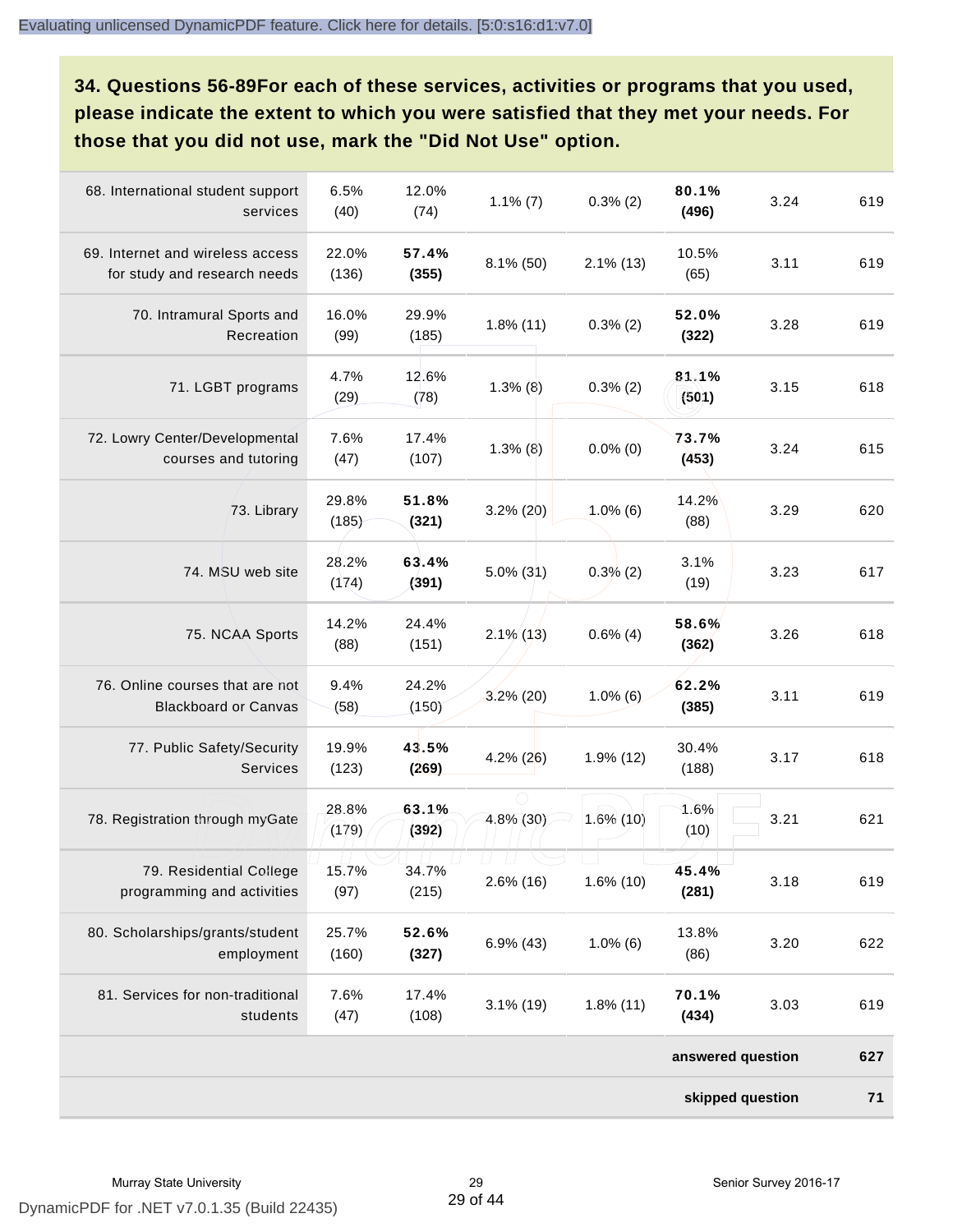## 34. Questions 56-89For each of these services, activities or programs that you used, please indicate the extent to which you were satisfied that they met your needs. For those that you did not use, mark the "Did Not Use" option.

| | | | | | | | |
|---|---|---|---|---|---|---|---|
| 68. International student support services | 6.5% (40) | 12.0% (74) | 1.1% (7) | 0.3% (2) | **80.1% (496)** | 3.24 | 619 |
| 69. Internet and wireless access for study and research needs | 22.0% (136) | **57.4% (355)** | 8.1% (50) | 2.1% (13) | 10.5% (65) | 3.11 | 619 |
| 70. Intramural Sports and Recreation | 16.0% (99) | 29.9% (185) | 1.8% (11) | 0.3% (2) | **52.0% (322)** | 3.28 | 619 |
| 71. LGBT programs | 4.7% (29) | 12.6% (78) | 1.3% (8) | 0.3% (2) | **81.1% (501)** | 3.15 | 618 |
| 72. Lowry Center/Developmental courses and tutoring | 7.6% (47) | 17.4% (107) | 1.3% (8) | 0.0% (0) | **73.7% (453)** | 3.24 | 615 |
| 73. Library | 29.8% (185) | **51.8% (321)** | 3.2% (20) | 1.0% (6) | 14.2% (88) | 3.29 | 620 |
| 74. MSU web site | 28.2% (174) | **63.4% (391)** | 5.0% (31) | 0.3% (2) | 3.1% (19) | 3.23 | 617 |
| 75. NCAA Sports | 14.2% (88) | 24.4% (151) | 2.1% (13) | 0.6% (4) | **58.6% (362)** | 3.26 | 618 |
| 76. Online courses that are not Blackboard or Canvas | 9.4% (58) | 24.2% (150) | 3.2% (20) | 1.0% (6) | **62.2% (385)** | 3.11 | 619 |
| 77. Public Safety/Security Services | 19.9% (123) | **43.5% (269)** | 4.2% (26) | 1.9% (12) | 30.4% (188) | 3.17 | 618 |
| 78. Registration through myGate | 28.8% (179) | **63.1% (392)** | 4.8% (30) | 1.6% (10) | 1.6% (10) | 3.21 | 621 |
| 79. Residential College programming and activities | 15.7% (97) | 34.7% (215) | 2.6% (16) | 1.6% (10) | **45.4% (281)** | 3.18 | 619 |
| 80. Scholarships/grants/student employment | 25.7% (160) | **52.6% (327)** | 6.9% (43) | 1.0% (6) | 13.8% (86) | 3.20 | 622 |
| 81. Services for non-traditional students | 7.6% (47) | 17.4% (108) | 3.1% (19) | 1.8% (11) | **70.1% (434)** | 3.03 | 619 |
| | | | | | | **answered question** | **627** |
| | | | | | | **skipped question** | **71** |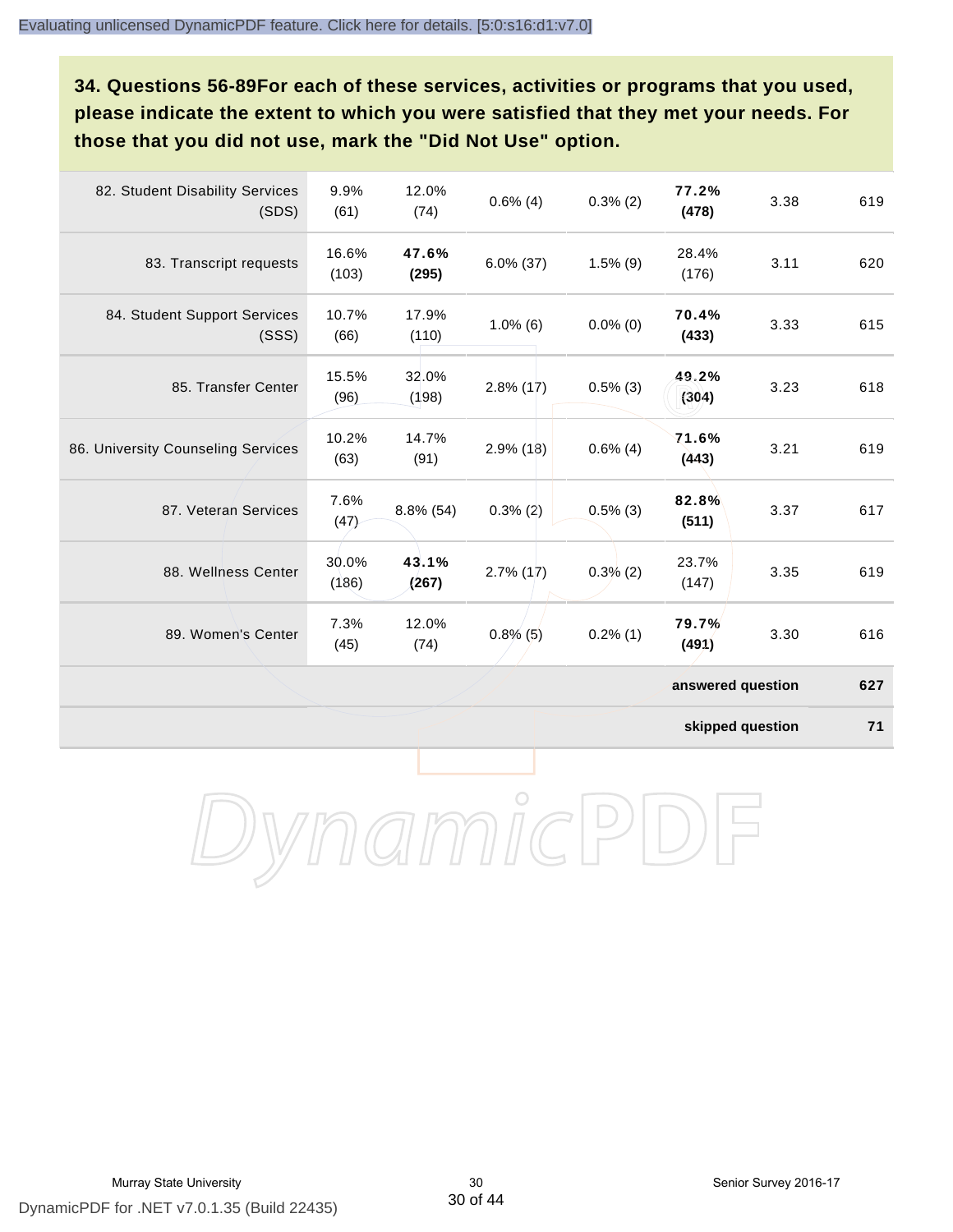Evaluating unlicensed DynamicPDF feature. Click here for details. [5:0:s16:d1:v7.0]

**34. Questions 56-89For each of these services, activities or programs that you used, please indicate the extent to which you were satisfied that they met your needs. For those that you did not use, mark the "Did Not Use" option.**

| | | | | | | | |
|---|---|---|---|---|---|---|---|
| 82. Student Disability Services (SDS) | 9.9% (61) | 12.0% (74) | 0.6% (4) | 0.3% (2) | **77.2% (478)** | 3.38 | 619 |
| 83. Transcript requests | 16.6% (103) | **47.6% (295)** | 6.0% (37) | 1.5% (9) | 28.4% (176) | 3.11 | 620 |
| 84. Student Support Services (SSS) | 10.7% (66) | 17.9% (110) | 1.0% (6) | 0.0% (0) | **70.4% (433)** | 3.33 | 615 |
| 85. Transfer Center | 15.5% (96) | 32.0% (198) | 2.8% (17) | 0.5% (3) | **49.2% (304)** | 3.23 | 618 |
| 86. University Counseling Services | 10.2% (63) | 14.7% (91) | 2.9% (18) | 0.6% (4) | **71.6% (443)** | 3.21 | 619 |
| 87. Veteran Services | 7.6% (47) | 8.8% (54) | 0.3% (2) | 0.5% (3) | **82.8% (511)** | 3.37 | 617 |
| 88. Wellness Center | 30.0% (186) | **43.1% (267)** | 2.7% (17) | 0.3% (2) | 23.7% (147) | 3.35 | 619 |
| 89. Women's Center | 7.3% (45) | 12.0% (74) | 0.8% (5) | 0.2% (1) | **79.7% (491)** | 3.30 | 616 |
| | | | | | | **answered question** | **627** |
| | | | | | | **skipped question** | **71** |

DynamicPDF for .NET v7.0.1.35 (Build 22435)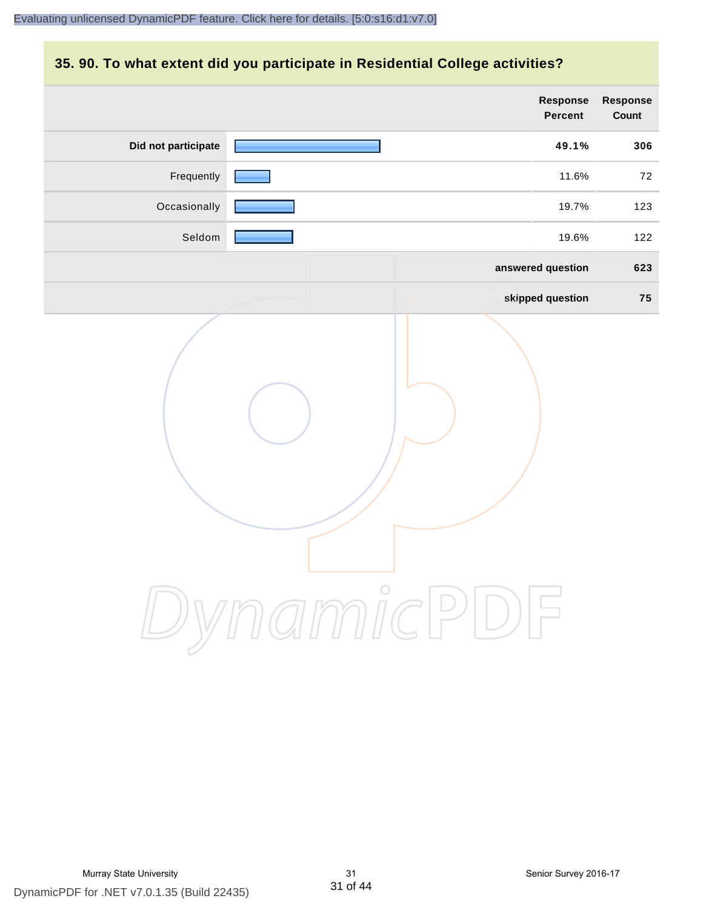## 35. 90. To what extent did you participate in Residential College activities?

| | Response Percent | Response Count |
|---|---|---|
| **Did not participate** | **49.1%** | **306** |
| Frequently | 11.6% | 72 |
| Occasionally | 19.7% | 123 |
| Seldom | 19.6% | 122 |
| | **answered question** | **623** |
| | **skipped question** | **75** |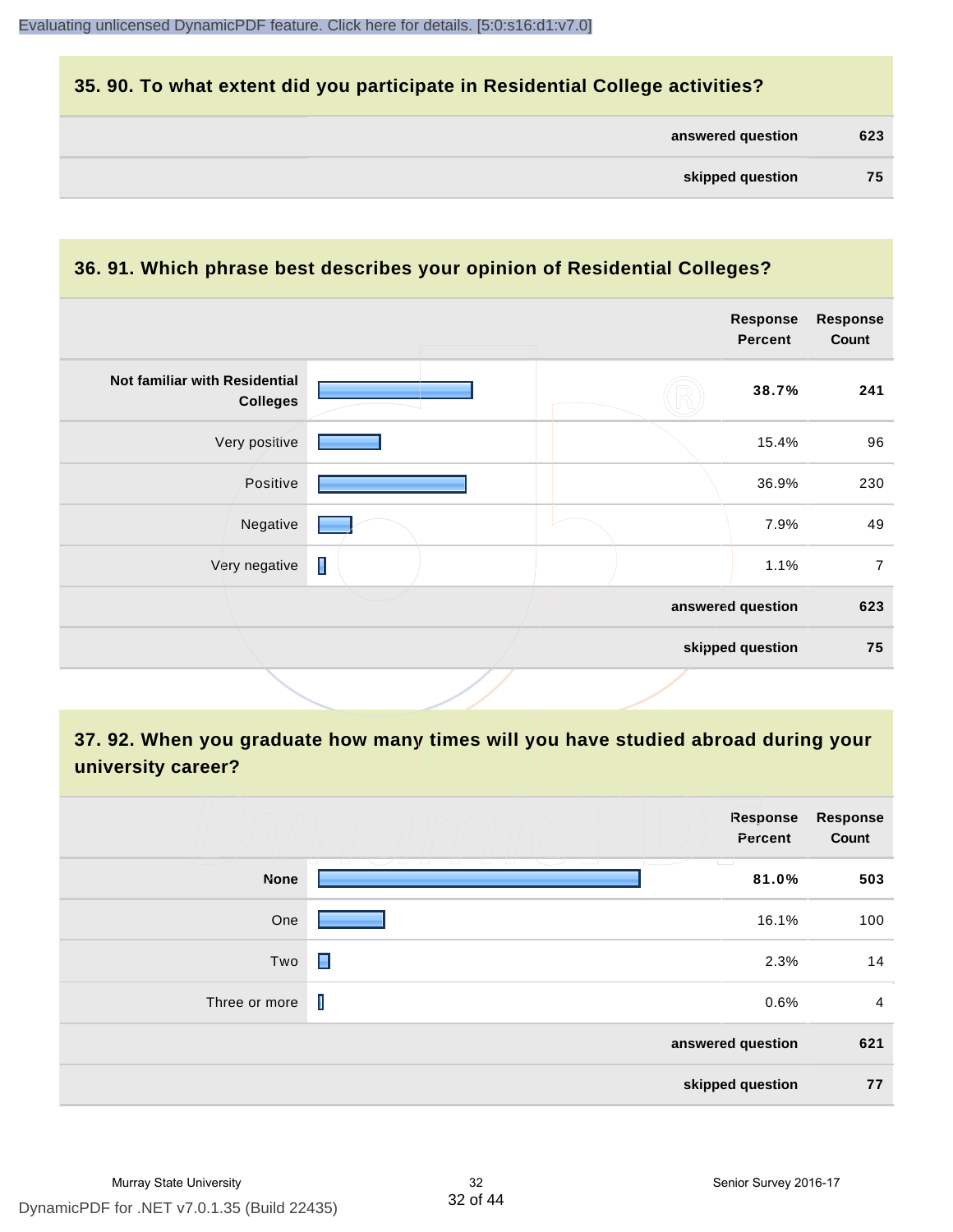## 35. 90. To what extent did you participate in Residential College activities?

| | |
|---|---|
| answered question | 623 |
| skipped question | 75 |

## 36. 91. Which phrase best describes your opinion of Residential Colleges?

| | Response Percent | Response Count |
|---|---|---|
| **Not familiar with Residential Colleges** | **38.7%** | **241** |
| Very positive | 15.4% | 96 |
| Positive | 36.9% | 230 |
| Negative | 7.9% | 49 |
| Very negative | 1.1% | 7 |
| **answered question** | | **623** |
| **skipped question** | | **75** |

## 37. 92. When you graduate how many times will you have studied abroad during your university career?

| | Response Percent | Response Count |
|---|---|---|
| **None** | **81.0%** | **503** |
| One | 16.1% | 100 |
| Two | 2.3% | 14 |
| Three or more | 0.6% | 4 |
| **answered question** | | **621** |
| **skipped question** | | **77** |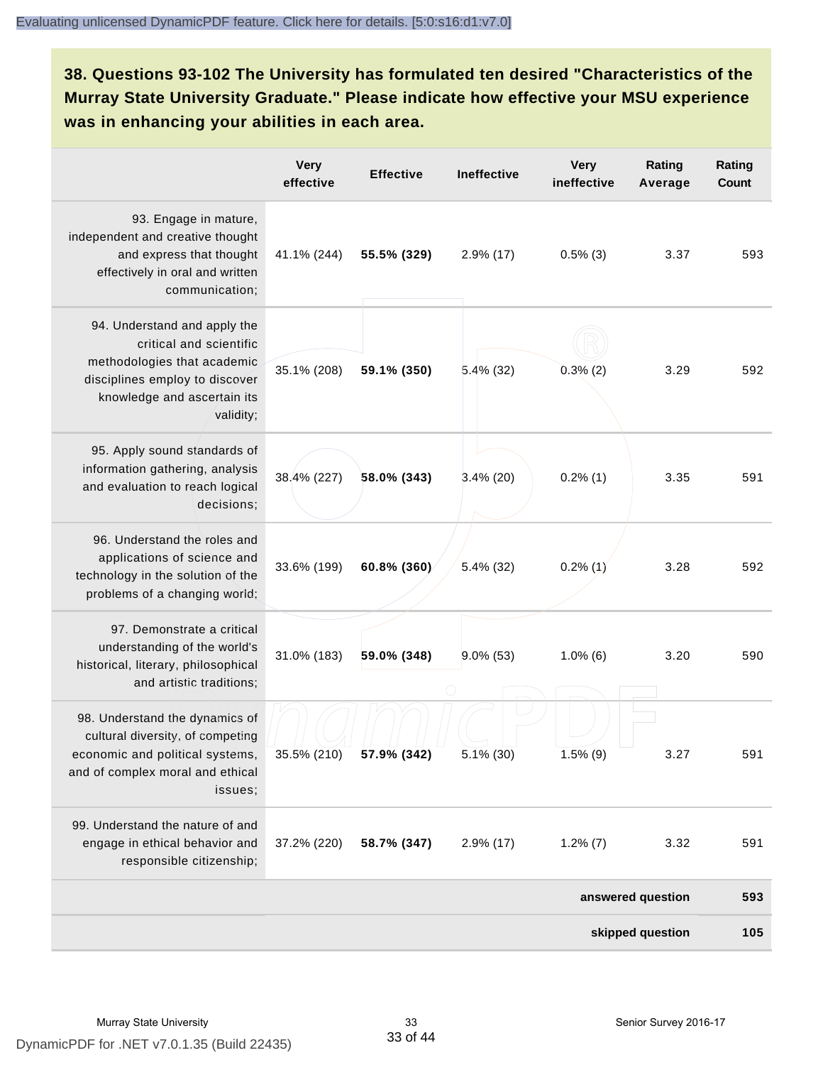**38. Questions 93-102 The University has formulated ten desired "Characteristics of the Murray State University Graduate." Please indicate how effective your MSU experience was in enhancing your abilities in each area.**

| | Very effective | Effective | Ineffective | Very ineffective | Rating Average | Rating Count |
|---|---|---|---|---|---|---|
| 93. Engage in mature, independent and creative thought and express that thought effectively in oral and written communication; | 41.1% (244) | **55.5% (329)** | 2.9% (17) | 0.5% (3) | 3.37 | 593 |
| 94. Understand and apply the critical and scientific methodologies that academic disciplines employ to discover knowledge and ascertain its validity; | 35.1% (208) | **59.1% (350)** | 5.4% (32) | 0.3% (2) | 3.29 | 592 |
| 95. Apply sound standards of information gathering, analysis and evaluation to reach logical decisions; | 38.4% (227) | **58.0% (343)** | 3.4% (20) | 0.2% (1) | 3.35 | 591 |
| 96. Understand the roles and applications of science and technology in the solution of the problems of a changing world; | 33.6% (199) | **60.8% (360)** | 5.4% (32) | 0.2% (1) | 3.28 | 592 |
| 97. Demonstrate a critical understanding of the world's historical, literary, philosophical and artistic traditions; | 31.0% (183) | **59.0% (348)** | 9.0% (53) | 1.0% (6) | 3.20 | 590 |
| 98. Understand the dynamics of cultural diversity, of competing economic and political systems, and of complex moral and ethical issues; | 35.5% (210) | **57.9% (342)** | 5.1% (30) | 1.5% (9) | 3.27 | 591 |
| 99. Understand the nature of and engage in ethical behavior and responsible citizenship; | 37.2% (220) | **58.7% (347)** | 2.9% (17) | 1.2% (7) | 3.32 | 591 |
| | | | | | **answered question** | **593** |
| | | | | | **skipped question** | **105** |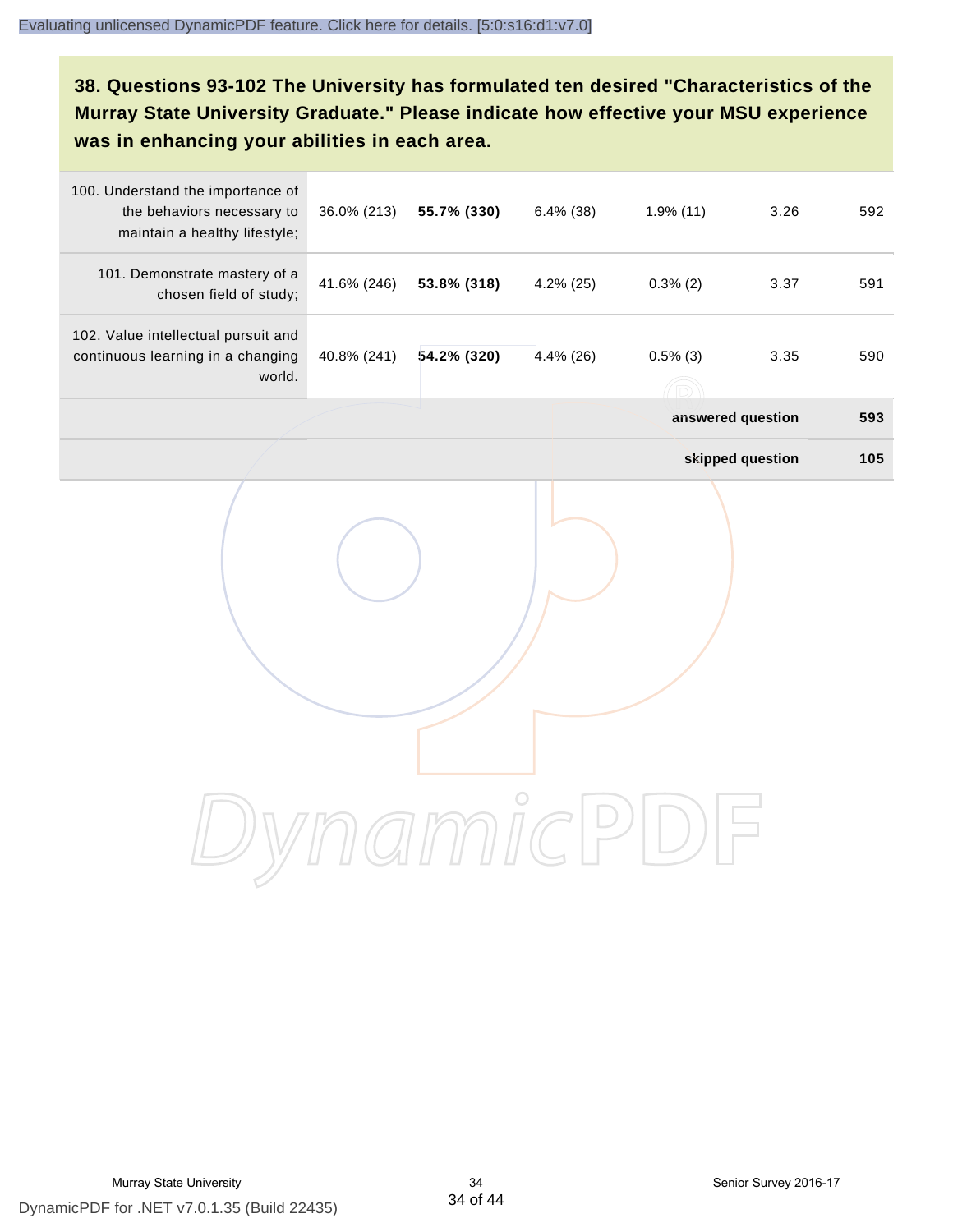## 38. Questions 93-102 The University has formulated ten desired "Characteristics of the Murray State University Graduate." Please indicate how effective your MSU experience was in enhancing your abilities in each area.

| | | | | | | |
|---|---|---|---|---|---|---|
| 100. Understand the importance of the behaviors necessary to maintain a healthy lifestyle; | 36.0% (213) | **55.7% (330)** | 6.4% (38) | 1.9% (11) | 3.26 | 592 |
| 101. Demonstrate mastery of a chosen field of study; | 41.6% (246) | **53.8% (318)** | 4.2% (25) | 0.3% (2) | 3.37 | 591 |
| 102. Value intellectual pursuit and continuous learning in a changing world. | 40.8% (241) | **54.2% (320)** | 4.4% (26) | 0.5% (3) | 3.35 | 590 |
| | | | | | **answered question** | **593** |
| | | | | | **skipped question** | **105** |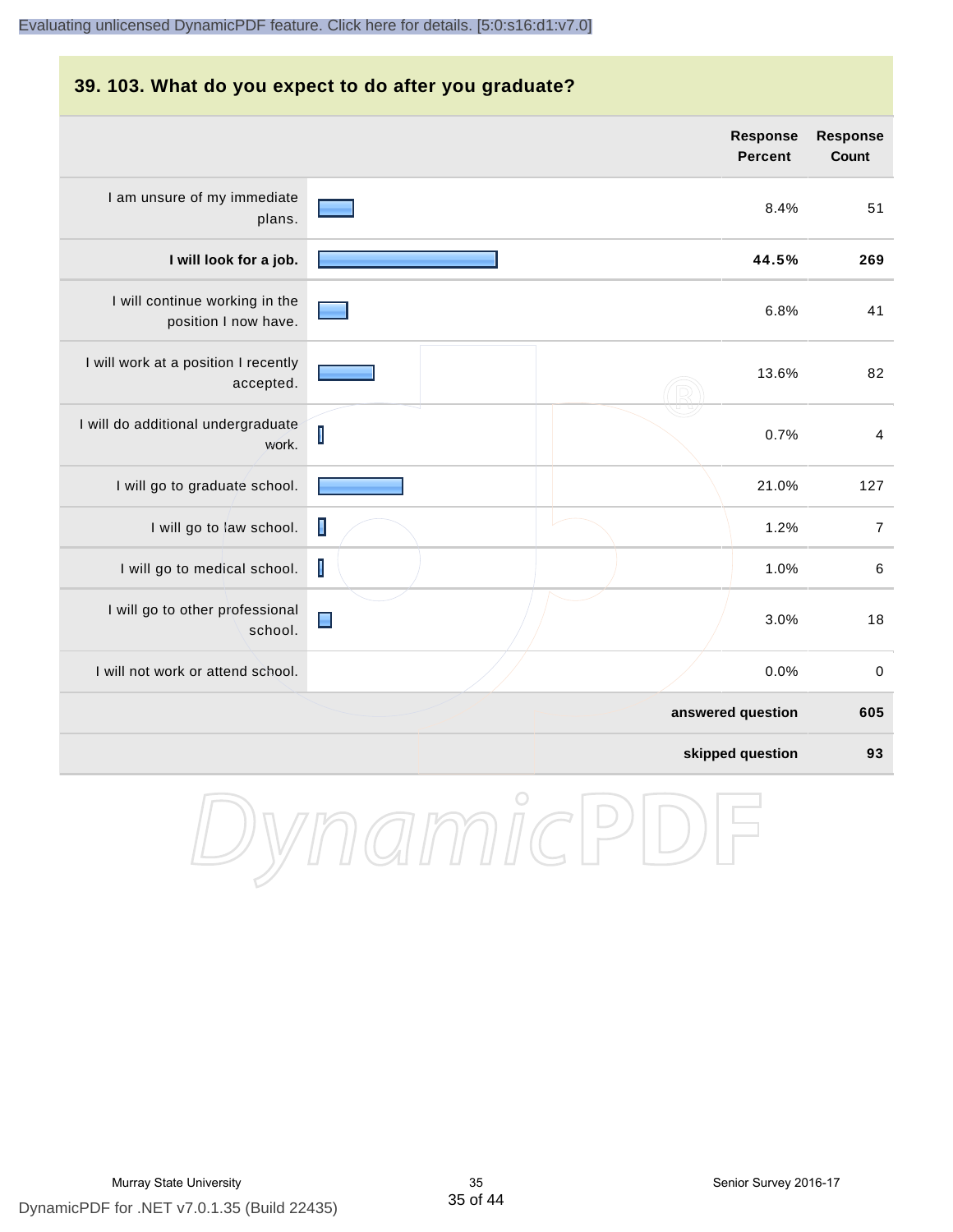## 39. 103. What do you expect to do after you graduate?

| | Response Percent | Response Count |
|---|---|---|
| I am unsure of my immediate plans. | 8.4% | 51 |
| **I will look for a job.** | **44.5%** | **269** |
| I will continue working in the position I now have. | 6.8% | 41 |
| I will work at a position I recently accepted. | 13.6% | 82 |
| I will do additional undergraduate work. | 0.7% | 4 |
| I will go to graduate school. | 21.0% | 127 |
| I will go to law school. | 1.2% | 7 |
| I will go to medical school. | 1.0% | 6 |
| I will go to other professional school. | 3.0% | 18 |
| I will not work or attend school. | 0.0% | 0 |
| **answered question** | | **605** |
| **skipped question** | | **93** |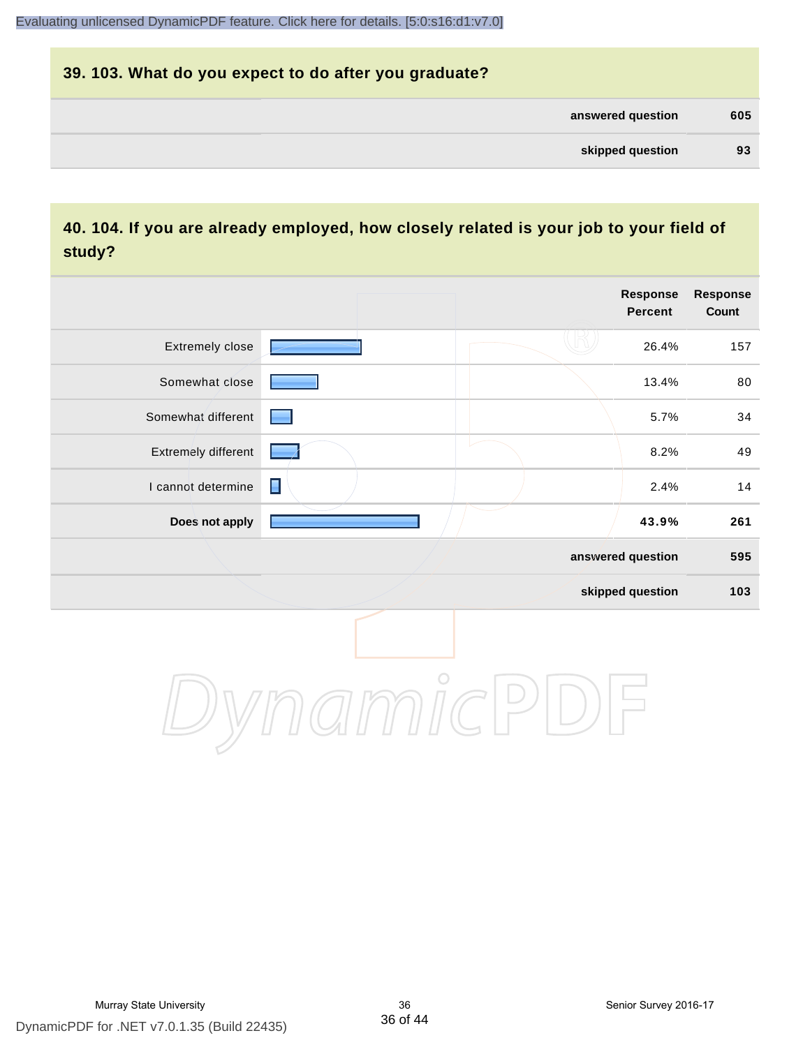## 39. 103. What do you expect to do after you graduate?

| | |
|---|---|
| **answered question** | **605** |
| **skipped question** | **93** |

## 40. 104. If you are already employed, how closely related is your job to your field of study?

| | Response Percent | Response Count |
|---|---|---|
| Extremely close | 26.4% | 157 |
| Somewhat close | 13.4% | 80 |
| Somewhat different | 5.7% | 34 |
| Extremely different | 8.2% | 49 |
| I cannot determine | 2.4% | 14 |
| **Does not apply** | **43.9%** | **261** |
| **answered question** | | **595** |
| **skipped question** | | **103** |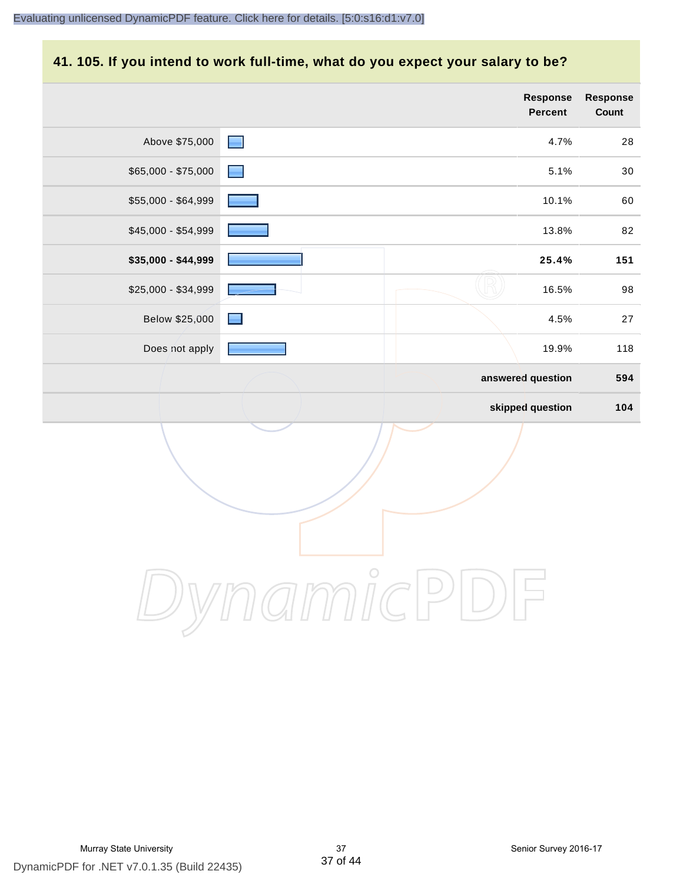## 41. 105. If you intend to work full-time, what do you expect your salary to be?

| | Response Percent | Response Count |
|---|---|---|
| Above $75,000 | 4.7% | 28 |
| $65,000 - $75,000 | 5.1% | 30 |
| $55,000 - $64,999 | 10.1% | 60 |
| $45,000 - $54,999 | 13.8% | 82 |
| **$35,000 - $44,999** | **25.4%** | **151** |
| $25,000 - $34,999 | 16.5% | 98 |
| Below $25,000 | 4.5% | 27 |
| Does not apply | 19.9% | 118 |
| | **answered question** | **594** |
| | **skipped question** | **104** |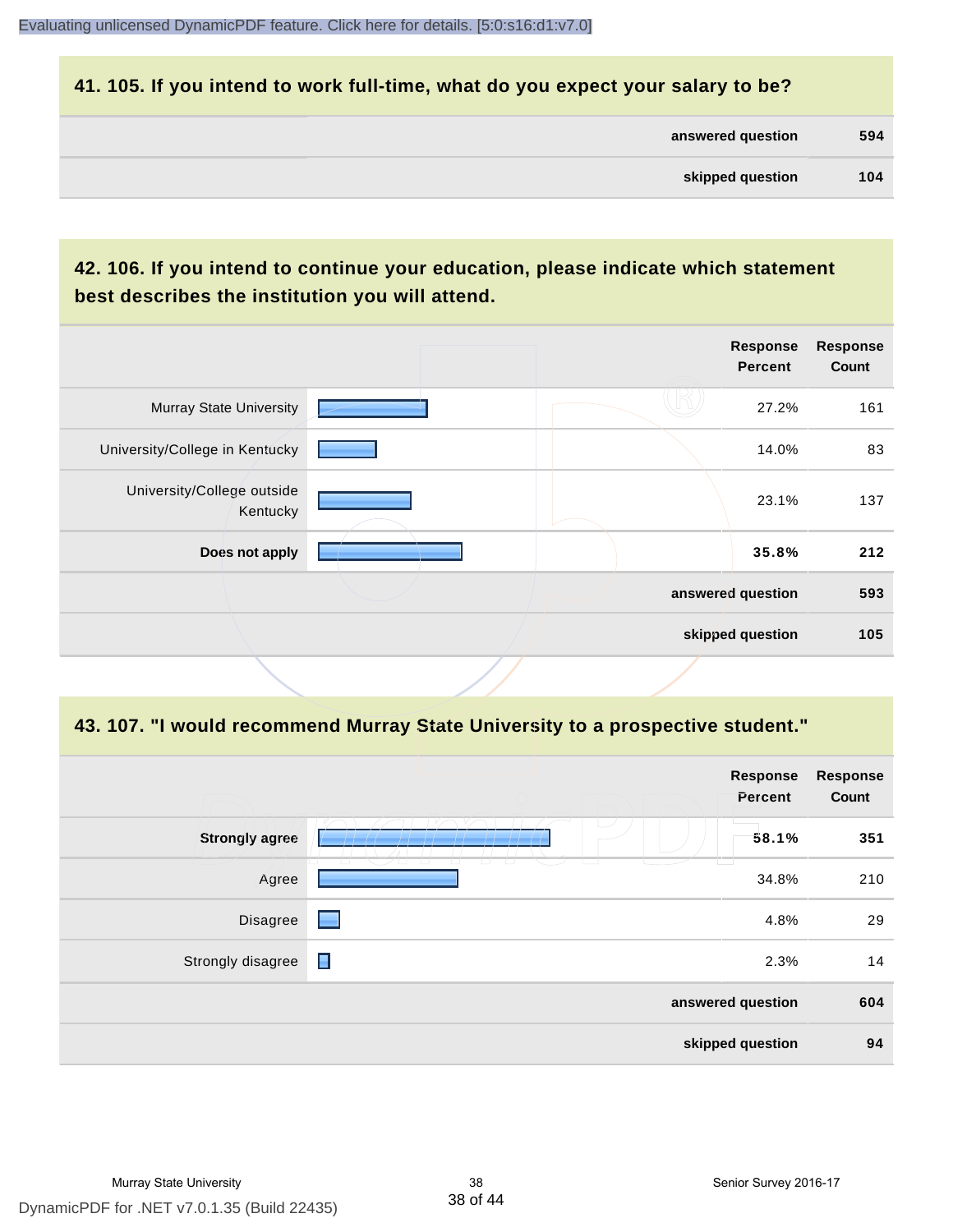## 41. 105. If you intend to work full-time, what do you expect your salary to be?

| | |
|---|---|
| answered question | 594 |
| skipped question | 104 |

## 42. 106. If you intend to continue your education, please indicate which statement best describes the institution you will attend.

| | Response Percent | Response Count |
|---|---|---|
| Murray State University | 27.2% | 161 |
| University/College in Kentucky | 14.0% | 83 |
| University/College outside Kentucky | 23.1% | 137 |
| **Does not apply** | **35.8%** | **212** |
| answered question | | 593 |
| skipped question | | 105 |

## 43. 107. "I would recommend Murray State University to a prospective student."

| | Response Percent | Response Count |
|---|---|---|
| **Strongly agree** | **58.1%** | **351** |
| Agree | 34.8% | 210 |
| Disagree | 4.8% | 29 |
| Strongly disagree | 2.3% | 14 |
| answered question | | 604 |
| skipped question | | 94 |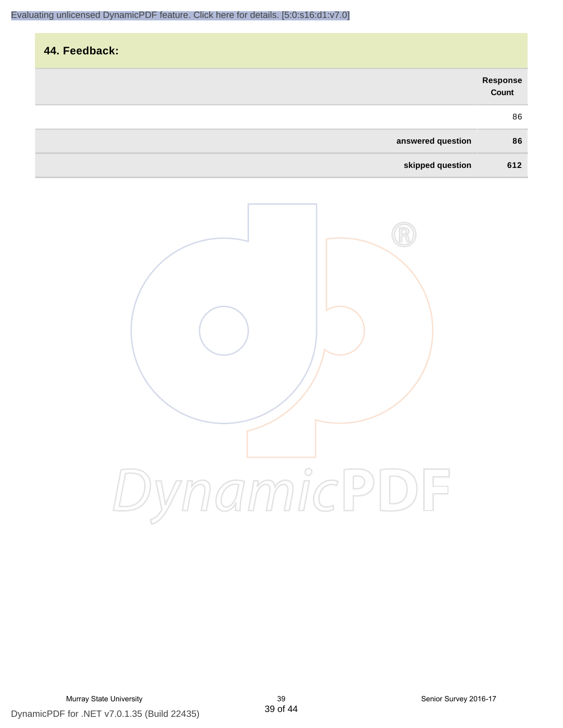## 44. Feedback:

| | Response Count |
|---|---|
| | 86 |
| **answered question** | **86** |
| **skipped question** | **612** |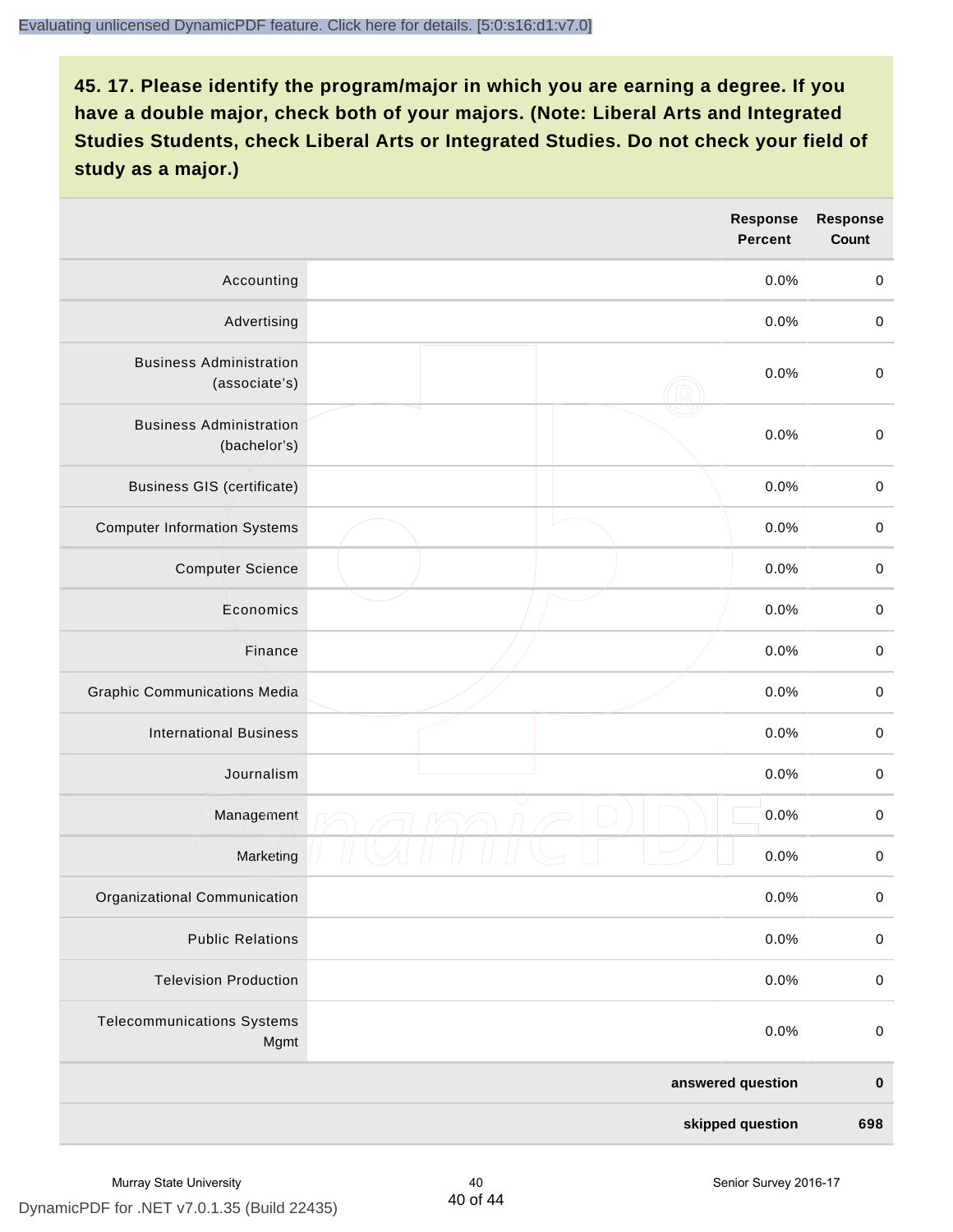## 45. 17. Please identify the program/major in which you are earning a degree. If you have a double major, check both of your majors. (Note: Liberal Arts and Integrated Studies Students, check Liberal Arts or Integrated Studies. Do not check your field of study as a major.)

| | Response Percent | Response Count |
|---|---|---|
| Accounting | 0.0% | 0 |
| Advertising | 0.0% | 0 |
| Business Administration (associate's) | 0.0% | 0 |
| Business Administration (bachelor's) | 0.0% | 0 |
| Business GIS (certificate) | 0.0% | 0 |
| Computer Information Systems | 0.0% | 0 |
| Computer Science | 0.0% | 0 |
| Economics | 0.0% | 0 |
| Finance | 0.0% | 0 |
| Graphic Communications Media | 0.0% | 0 |
| International Business | 0.0% | 0 |
| Journalism | 0.0% | 0 |
| Management | 0.0% | 0 |
| Marketing | 0.0% | 0 |
| Organizational Communication | 0.0% | 0 |
| Public Relations | 0.0% | 0 |
| Television Production | 0.0% | 0 |
| Telecommunications Systems Mgmt | 0.0% | 0 |
| | **answered question** | **0** |
| | **skipped question** | **698** |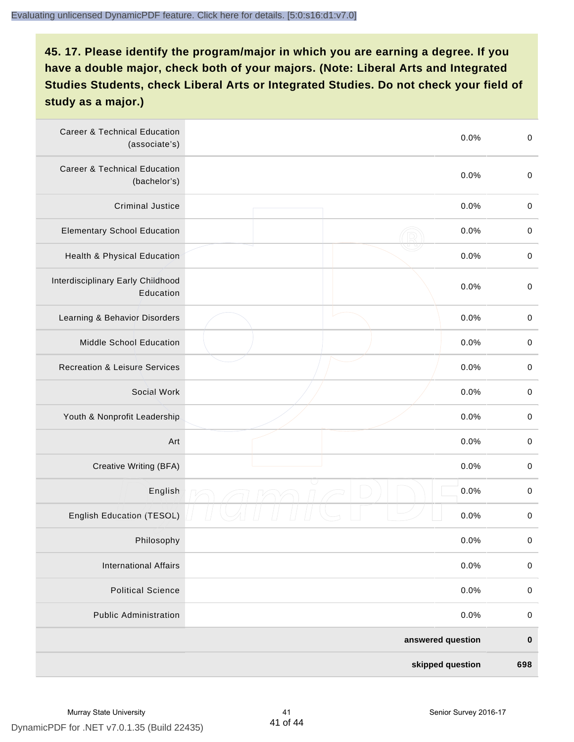## 45. 17. Please identify the program/major in which you are earning a degree. If you have a double major, check both of your majors. (Note: Liberal Arts and Integrated Studies Students, check Liberal Arts or Integrated Studies. Do not check your field of study as a major.)

| | | | |
|---|---|---|---|
| Career & Technical Education (associate's) | | 0.0% | 0 |
| Career & Technical Education (bachelor's) | | 0.0% | 0 |
| Criminal Justice | | 0.0% | 0 |
| Elementary School Education | | 0.0% | 0 |
| Health & Physical Education | | 0.0% | 0 |
| Interdisciplinary Early Childhood Education | | 0.0% | 0 |
| Learning & Behavior Disorders | | 0.0% | 0 |
| Middle School Education | | 0.0% | 0 |
| Recreation & Leisure Services | | 0.0% | 0 |
| Social Work | | 0.0% | 0 |
| Youth & Nonprofit Leadership | | 0.0% | 0 |
| Art | | 0.0% | 0 |
| Creative Writing (BFA) | | 0.0% | 0 |
| English | | 0.0% | 0 |
| English Education (TESOL) | | 0.0% | 0 |
| Philosophy | | 0.0% | 0 |
| International Affairs | | 0.0% | 0 |
| Political Science | | 0.0% | 0 |
| Public Administration | | 0.0% | 0 |
| | | **answered question** | **0** |
| | | **skipped question** | **698** |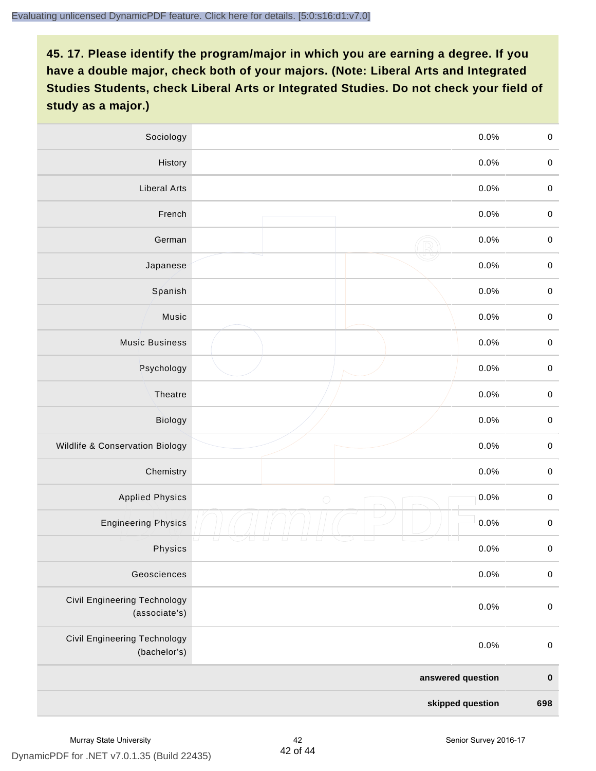**45. 17. Please identify the program/major in which you are earning a degree. If you have a double major, check both of your majors. (Note: Liberal Arts and Integrated Studies Students, check Liberal Arts or Integrated Studies. Do not check your field of study as a major.)**

| | | |
|---|---|---|
| Sociology | 0.0% | 0 |
| History | 0.0% | 0 |
| Liberal Arts | 0.0% | 0 |
| French | 0.0% | 0 |
| German | 0.0% | 0 |
| Japanese | 0.0% | 0 |
| Spanish | 0.0% | 0 |
| Music | 0.0% | 0 |
| Music Business | 0.0% | 0 |
| Psychology | 0.0% | 0 |
| Theatre | 0.0% | 0 |
| Biology | 0.0% | 0 |
| Wildlife & Conservation Biology | 0.0% | 0 |
| Chemistry | 0.0% | 0 |
| Applied Physics | 0.0% | 0 |
| Engineering Physics | 0.0% | 0 |
| Physics | 0.0% | 0 |
| Geosciences | 0.0% | 0 |
| Civil Engineering Technology (associate's) | 0.0% | 0 |
| Civil Engineering Technology (bachelor's) | 0.0% | 0 |
| | **answered question** | **0** |
| | **skipped question** | **698** |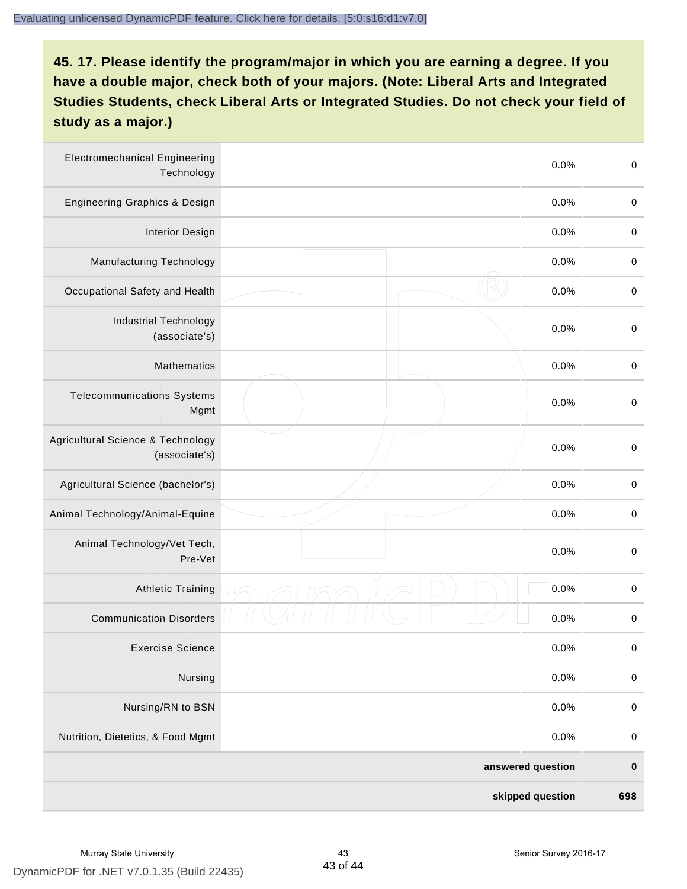## 45. 17. Please identify the program/major in which you are earning a degree. If you have a double major, check both of your majors. (Note: Liberal Arts and Integrated Studies Students, check Liberal Arts or Integrated Studies. Do not check your field of study as a major.)

| | | | |
|---|---|---|---|
| Electromechanical Engineering Technology | | 0.0% | 0 |
| Engineering Graphics & Design | | 0.0% | 0 |
| Interior Design | | 0.0% | 0 |
| Manufacturing Technology | | 0.0% | 0 |
| Occupational Safety and Health | | 0.0% | 0 |
| Industrial Technology (associate's) | | 0.0% | 0 |
| Mathematics | | 0.0% | 0 |
| Telecommunications Systems Mgmt | | 0.0% | 0 |
| Agricultural Science & Technology (associate's) | | 0.0% | 0 |
| Agricultural Science (bachelor's) | | 0.0% | 0 |
| Animal Technology/Animal-Equine | | 0.0% | 0 |
| Animal Technology/Vet Tech, Pre-Vet | | 0.0% | 0 |
| Athletic Training | | 0.0% | 0 |
| Communication Disorders | | 0.0% | 0 |
| Exercise Science | | 0.0% | 0 |
| Nursing | | 0.0% | 0 |
| Nursing/RN to BSN | | 0.0% | 0 |
| Nutrition, Dietetics, & Food Mgmt | | 0.0% | 0 |
| | | **answered question** | **0** |
| | | **skipped question** | **698** |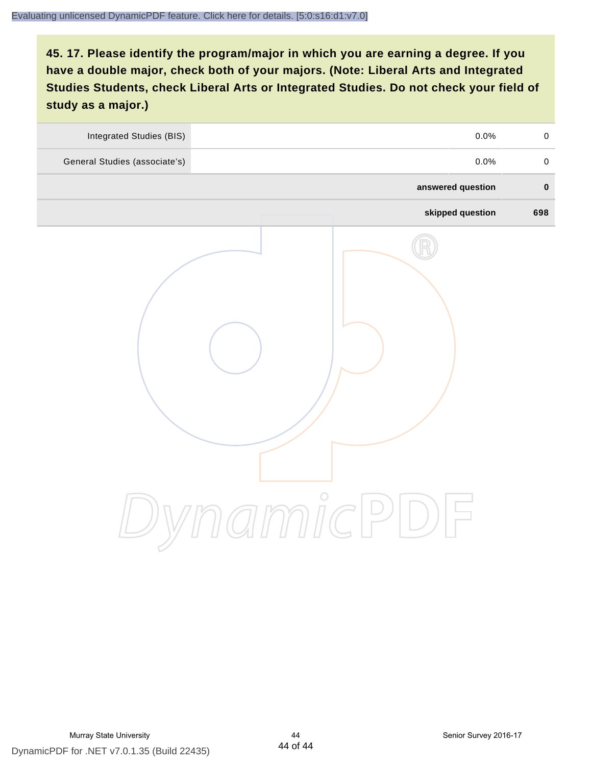**45. 17. Please identify the program/major in which you are earning a degree. If you have a double major, check both of your majors. (Note: Liberal Arts and Integrated Studies Students, check Liberal Arts or Integrated Studies. Do not check your field of study as a major.)**

| | | | |
|---|---|---|---|
| Integrated Studies (BIS) | | 0.0% | 0 |
| General Studies (associate's) | | 0.0% | 0 |
| | | **answered question** | **0** |
| | | **skipped question** | **698** |